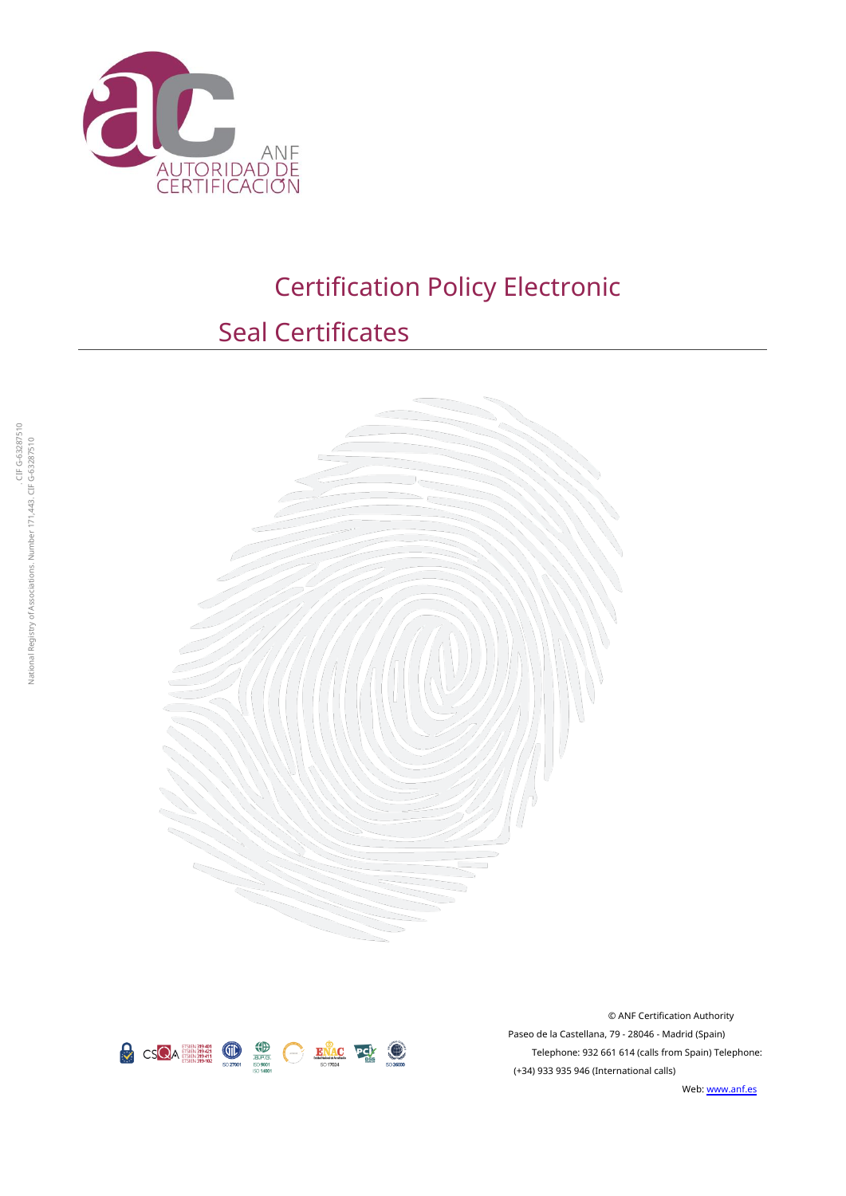# Certification Policy Electronic Seal Certificates

National Registry of Associations. Number 171,443. CIF G-63287510

© ANF Certification Authority

Paseo de la Castellana, 79 - 28046 - Madrid (Spain)

Telephone: 932 661 614 (calls from Spain) Telephone: (+34) 933 935 946 (International calls)

Web: www.anf.es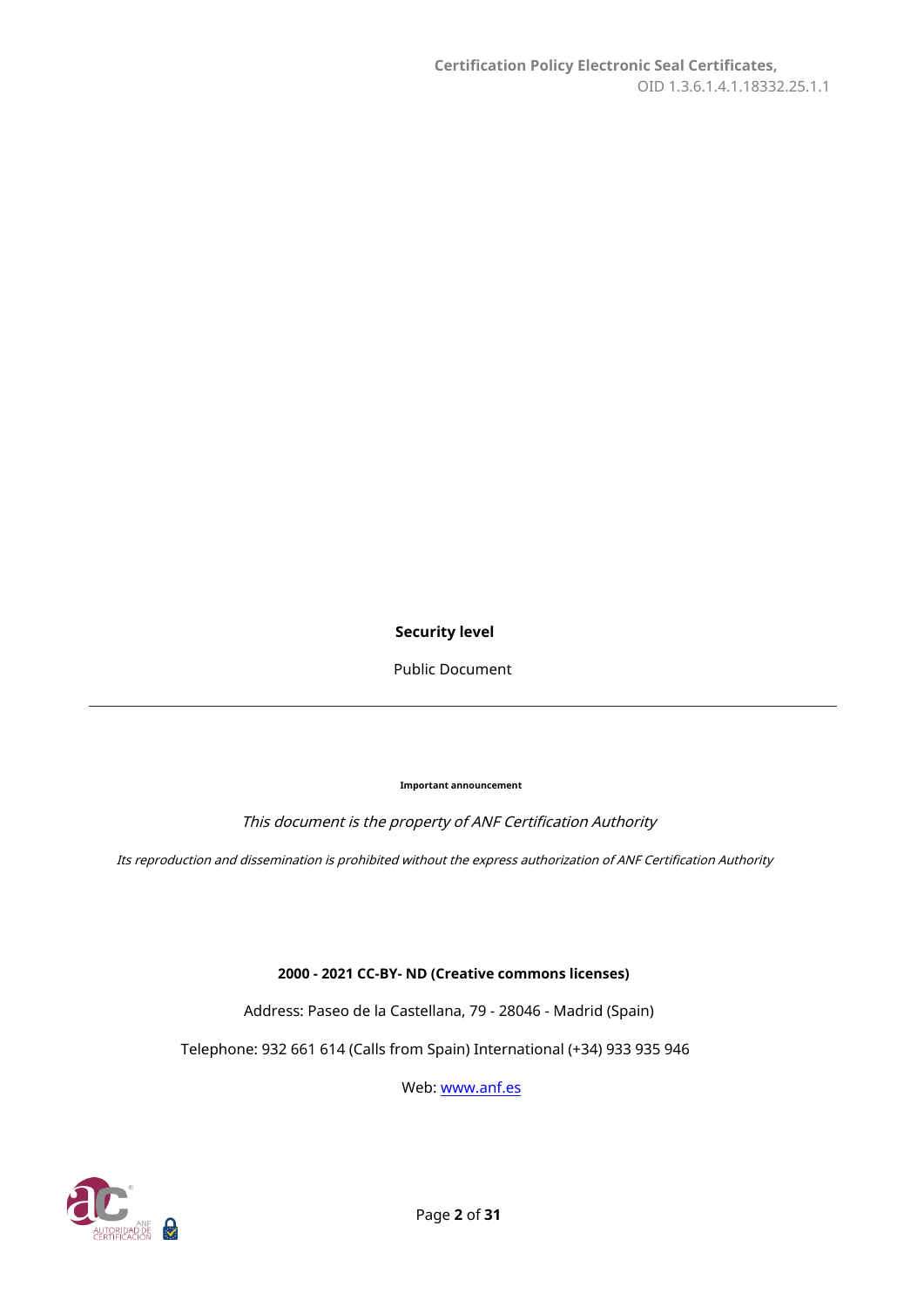**Security level**

Public Document

---

**Important announcement**

*This document is the property of ANF Certification Authority*

*Its reproduction and dissemination is prohibited without the express authorization of ANF Certification Authority*

**2000 - 2021 CC-BY- ND (Creative commons licenses)**

Address: Paseo de la Castellana, 79 - 28046 - Madrid (Spain)

Telephone: 932 661 614 (Calls from Spain) International (+34) 933 935 946

Web: [www.anf.es](http://www.anf.es)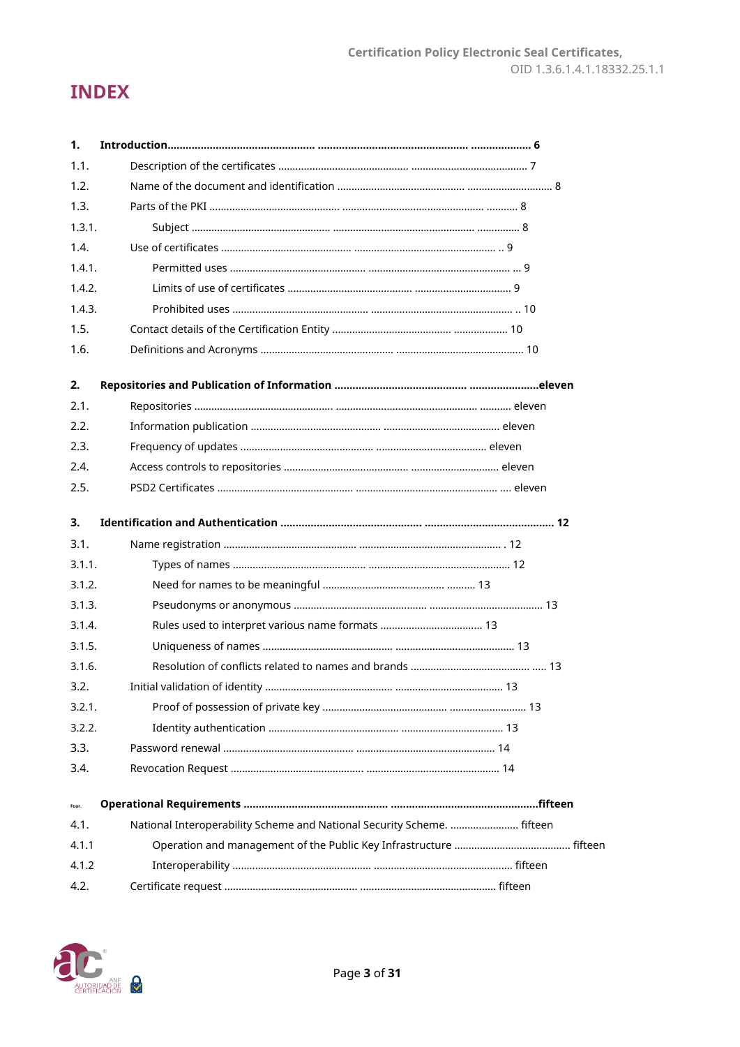# INDEX

**1. Introduction .................................................. .................................................. .................... 6**

1.1. Description of the certificates ................................................ ........................................ 7

1.2. Name of the document and identification ........................................... ............................. 8

1.3. Parts of the PKI .............................................. ................................................ ........... 8

1.3.1. Subject ................................................ ................................................ ............... 8

1.4. Use of certificates ............................................... ................................................. .. 9

1.4.1. Permitted uses ................................................ ................................................. ... 9

1.4.2. Limits of use of certificates ........................................... ................................. 9

1.4.3. Prohibited uses ................................................ ................................................. .. 10

1.5. Contact details of the Certification Entity ........................................... ................... 10

1.6. Definitions and Acronyms ............................................... ............................................ 10

**2. Repositories and Publication of Information ............................................. .......................eleven**

2.1. Repositories ................................................ ................................................ ........... eleven

2.2. Information publication ................................................ ........................................ eleven

2.3. Frequency of updates ................................................ ...................................... eleven

2.4. Access controls to repositories ........................................... .............................. eleven

2.5. PSD2 Certificates ................................................ ................................................. .... eleven

**3. Identification and Authentication ................................................ .......................................... 12**

3.1. Name registration ................................................ ................................................. . 12

3.1.1. Types of names ................................................ ................................................. 12

3.1.2. Need for names to be meaningful ......................................... .......... 13

3.1.3. Pseudonyms or anonymous ................................................ ........................................ 13

3.1.4. Rules used to interpret various name formats .................................... 13

3.1.5. Uniqueness of names ................................................ .......................................... 13

3.1.6. Resolution of conflicts related to names and brands .......................................... ..... 13

3.2. Initial validation of identity ............................................... ...................................... 13

3.2.1. Proof of possession of private key ........................................... .......................... 13

3.2.2. Identity authentication ............................................... ................................... 13

3.3. Password renewal ............................................... ................................................ 14

3.4. Revocation Request ............................................... .............................................. 14

**Four. Operational Requirements ................................................ ................................................fifteen**

4.1. National Interoperability Scheme and National Security Scheme. ........................ fifteen

4.1.1 Operation and management of the Public Key Infrastructure ........................................ fifteen

4.1.2 Interoperability ................................................. ................................................ fifteen

4.2. Certificate request ............................................... ............................................... fifteen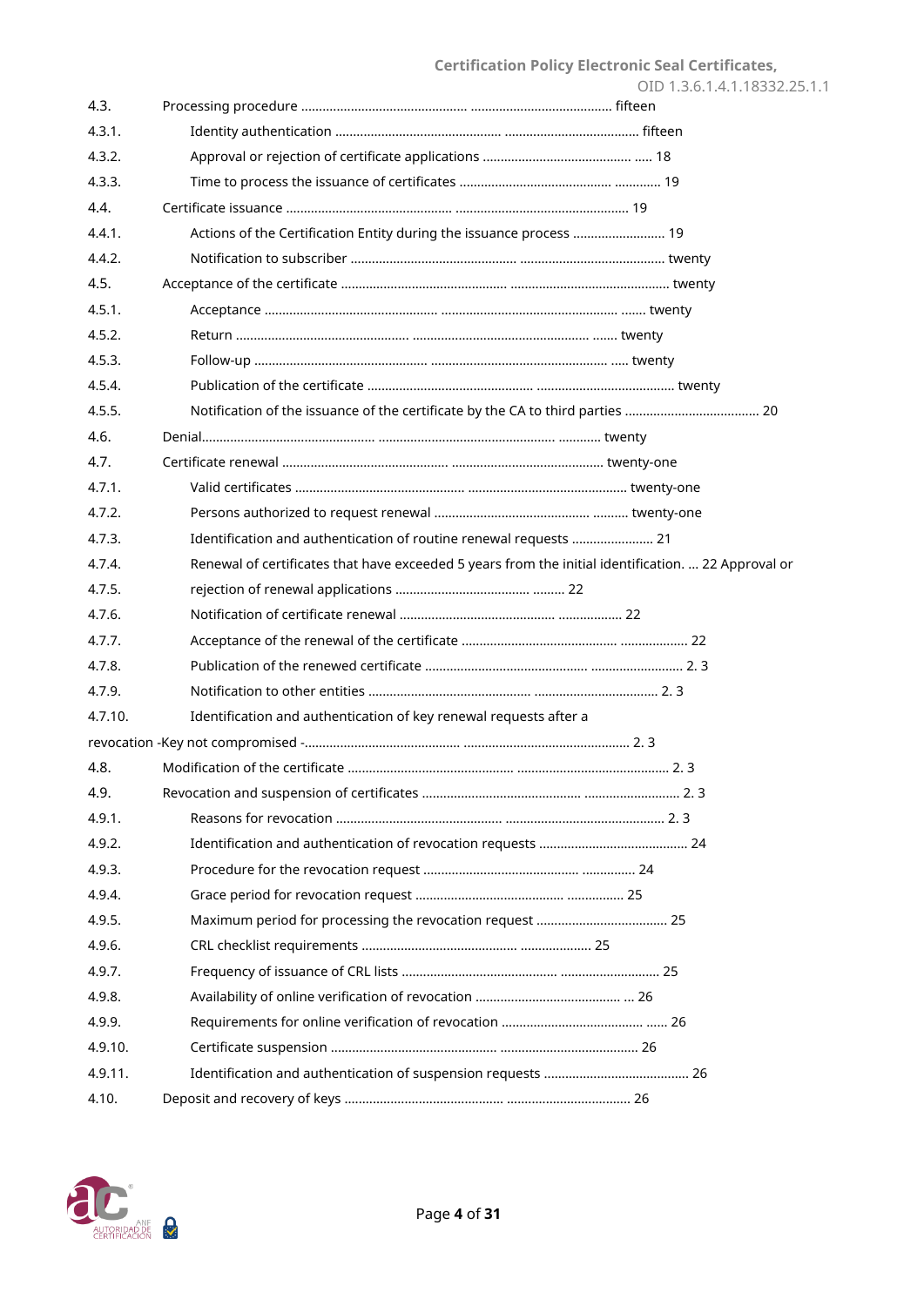| | | |
|---|---|---|
| 4.3. | Processing procedure ............................................. ........................................ | fifteen |
| 4.3.1. | Identity authentication ............................................... ..................................... | fifteen |
| 4.3.2. | Approval or rejection of certificate applications .......................................... ..... | 18 |
| 4.3.3. | Time to process the issuance of certificates ......................................... ............. | 19 |
| 4.4. | Certificate issuance .............................................. ................................................ | 19 |
| 4.4.1. | Actions of the Certification Entity during the issuance process .......................... | 19 |
| 4.4.2. | Notification to subscriber ............................................... ........................................ | twenty |
| 4.5. | Acceptance of the certificate ............................................... ............................................ | twenty |
| 4.5.1. | Acceptance ................................................. ................................................. ....... | twenty |
| 4.5.2. | Return ................................................. ................................................. ....... | twenty |
| 4.5.3. | Follow-up ................................................. ................................................. ..... | twenty |
| 4.5.4. | Publication of the certificate ............................................... ...................................... | twenty |
| 4.5.5. | Notification of the issuance of the certificate by the CA to third parties ...................................... | 20 |
| 4.6. | Denial................................................ ................................................. ............ | twenty |
| 4.7. | Certificate renewal ............................................... ........................................... | twenty-one |
| 4.7.1. | Valid certificates ............................................... ............................................ | twenty-one |
| 4.7.2. | Persons authorized to request renewal ........................................... .......... | twenty-one |
| 4.7.3. | Identification and authentication of routine renewal requests ....................... | 21 |
| 4.7.4. | Renewal of certificates that have exceeded 5 years from the initial identification. ... 22 Approval or | |
| 4.7.5. | rejection of renewal applications ...................................... ......... | 22 |
| 4.7.6. | Notification of certificate renewal ............................................ ................. | 22 |
| 4.7.7. | Acceptance of the renewal of the certificate ............................................ .................. | 22 |
| 4.7.8. | Publication of the renewed certificate .............................................. .......................... | 2. 3 |
| 4.7.9. | Notification to other entities .............................................. .................................. | 2. 3 |
| 4.7.10. | Identification and authentication of key renewal requests after a revocation -Key not compromised -........................................... .............................................. | 2. 3 |
| 4.8. | Modification of the certificate ............................................... .......................................... | 2. 3 |
| 4.9. | Revocation and suspension of certificates ............................................ ........................... | 2. 3 |
| 4.9.1. | Reasons for revocation ............................................... ............................................ | 2. 3 |
| 4.9.2. | Identification and authentication of revocation requests ......................................... | 24 |
| 4.9.3. | Procedure for the revocation request ........................................... ............... | 24 |
| 4.9.4. | Grace period for revocation request ......................................... ................ | 25 |
| 4.9.5. | Maximum period for processing the revocation request ..................................... | 25 |
| 4.9.6. | CRL checklist requirements ............................................ .................... | 25 |
| 4.9.7. | Frequency of issuance of CRL lists .......................................... ........................... | 25 |
| 4.9.8. | Availability of online verification of revocation ......................................... ... | 26 |
| 4.9.9. | Requirements for online verification of revocation ........................................ ...... | 26 |
| 4.9.10. | Certificate suspension ............................................... ...................................... | 26 |
| 4.9.11. | Identification and authentication of suspension requests ......................................... | 26 |
| 4.10. | Deposit and recovery of keys ............................................. .................................. | 26 |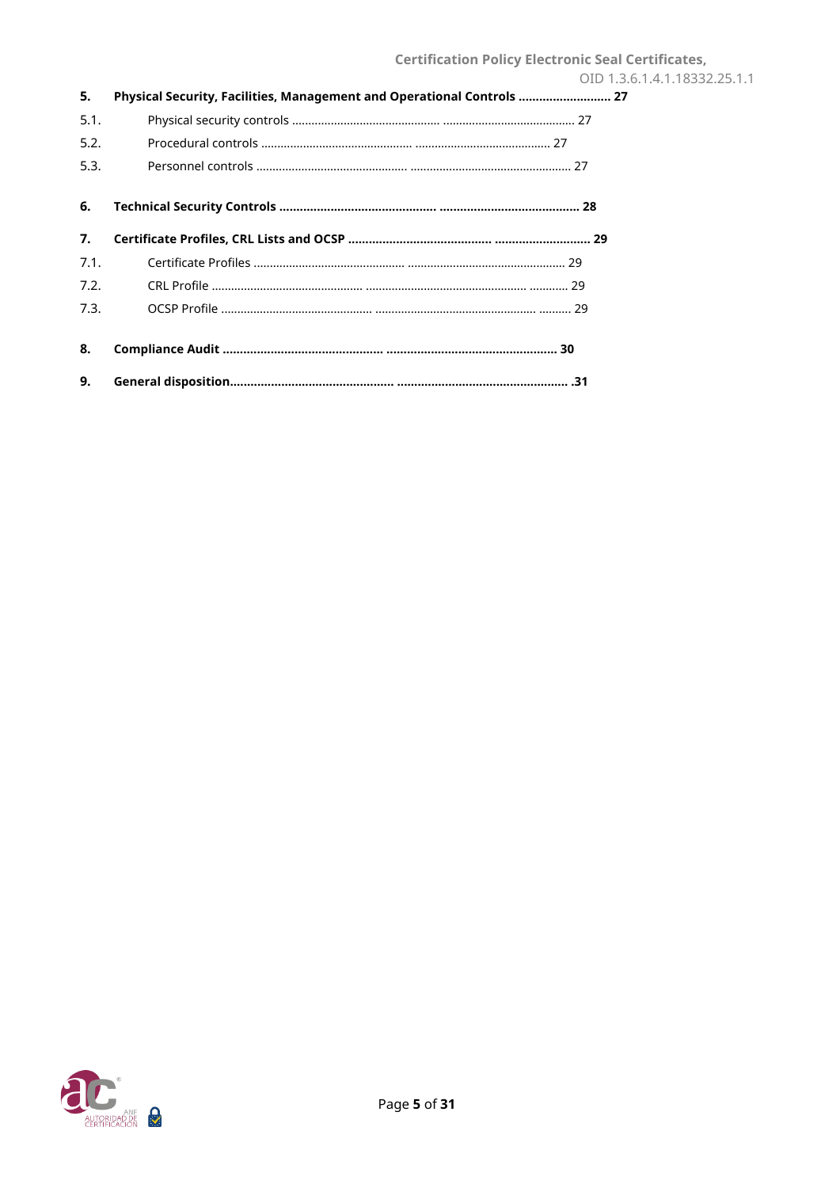**5. Physical Security, Facilities, Management and Operational Controls ........................... 27**

5.1. Physical security controls ................................................ ......................................... 27

5.2. Procedural controls ................................................ .......................................... 27

5.3. Personnel controls ............................................... .................................................. 27

**6. Technical Security Controls ................................................ ......................................... 28**

**7. Certificate Profiles, CRL Lists and OCSP ......................................... ............................ 29**

7.1. Certificate Profiles ............................................... ................................................. 29

7.2. CRL Profile ................................................ ................................................ ............ 29

7.3. OCSP Profile ................................................ ................................................ .......... 29

**8. Compliance Audit ................................................ .................................................. 30**

**9. General disposition................................................ .................................................. .31**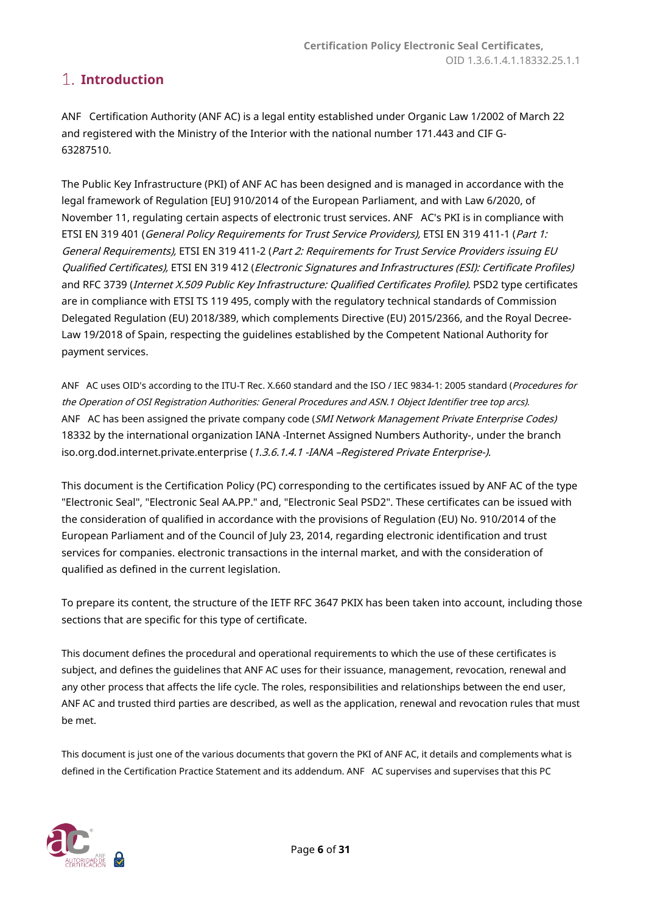# 1. Introduction

ANF Certification Authority (ANF AC) is a legal entity established under Organic Law 1/2002 of March 22 and registered with the Ministry of the Interior with the national number 171.443 and CIF G-63287510.

The Public Key Infrastructure (PKI) of ANF AC has been designed and is managed in accordance with the legal framework of Regulation [EU] 910/2014 of the European Parliament, and with Law 6/2020, of November 11, regulating certain aspects of electronic trust services. ANF AC's PKI is in compliance with ETSI EN 319 401 (*General Policy Requirements for Trust Service Providers),* ETSI EN 319 411-1 (*Part 1: General Requirements),* ETSI EN 319 411-2 (*Part 2: Requirements for Trust Service Providers issuing EU Qualified Certificates),* ETSI EN 319 412 (*Electronic Signatures and Infrastructures (ESI): Certificate Profiles)* and RFC 3739 (*Internet X.509 Public Key Infrastructure: Qualified Certificates Profile).* PSD2 type certificates are in compliance with ETSI TS 119 495, comply with the regulatory technical standards of Commission Delegated Regulation (EU) 2018/389, which complements Directive (EU) 2015/2366, and the Royal Decree-Law 19/2018 of Spain, respecting the guidelines established by the Competent National Authority for payment services.

ANF AC uses OID's according to the ITU-T Rec. X.660 standard and the ISO / IEC 9834-1: 2005 standard (*Procedures for the Operation of OSI Registration Authorities: General Procedures and ASN.1 Object Identifier tree top arcs).* ANF AC has been assigned the private company code (*SMI Network Management Private Enterprise Codes)* 18332 by the international organization IANA -Internet Assigned Numbers Authority-, under the branch iso.org.dod.internet.private.enterprise (*1.3.6.1.4.1 -IANA –Registered Private Enterprise-).*

This document is the Certification Policy (PC) corresponding to the certificates issued by ANF AC of the type "Electronic Seal", "Electronic Seal AA.PP." and, "Electronic Seal PSD2". These certificates can be issued with the consideration of qualified in accordance with the provisions of Regulation (EU) No. 910/2014 of the European Parliament and of the Council of July 23, 2014, regarding electronic identification and trust services for companies. electronic transactions in the internal market, and with the consideration of qualified as defined in the current legislation.

To prepare its content, the structure of the IETF RFC 3647 PKIX has been taken into account, including those sections that are specific for this type of certificate.

This document defines the procedural and operational requirements to which the use of these certificates is subject, and defines the guidelines that ANF AC uses for their issuance, management, revocation, renewal and any other process that affects the life cycle. The roles, responsibilities and relationships between the end user, ANF AC and trusted third parties are described, as well as the application, renewal and revocation rules that must be met.

This document is just one of the various documents that govern the PKI of ANF AC, it details and complements what is defined in the Certification Practice Statement and its addendum. ANF AC supervises and supervises that this PC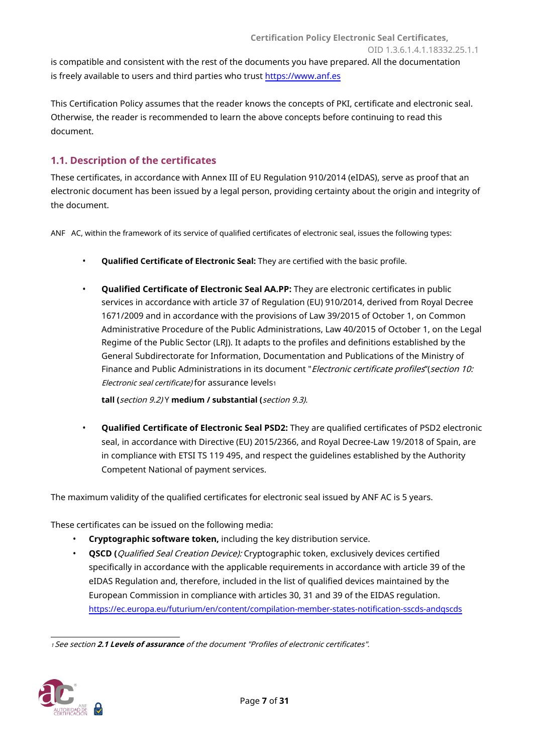is compatible and consistent with the rest of the documents you have prepared. All the documentation is freely available to users and third parties who trust https://www.anf.es

This Certification Policy assumes that the reader knows the concepts of PKI, certificate and electronic seal. Otherwise, the reader is recommended to learn the above concepts before continuing to read this document.

## 1.1. Description of the certificates

These certificates, in accordance with Annex III of EU Regulation 910/2014 (eIDAS), serve as proof that an electronic document has been issued by a legal person, providing certainty about the origin and integrity of the document.

ANF AC, within the framework of its service of qualified certificates of electronic seal, issues the following types:

- **Qualified Certificate of Electronic Seal:** They are certified with the basic profile.

- **Qualified Certificate of Electronic Seal AA.PP:** They are electronic certificates in public services in accordance with article 37 of Regulation (EU) 910/2014, derived from Royal Decree 1671/2009 and in accordance with the provisions of Law 39/2015 of October 1, on Common Administrative Procedure of the Public Administrations, Law 40/2015 of October 1, on the Legal Regime of the Public Sector (LRJ). It adapts to the profiles and definitions established by the General Subdirectorate for Information, Documentation and Publications of the Ministry of Finance and Public Administrations in its document "*Electronic certificate profiles*"(*section 10: Electronic seal certificate)* for assurance levels[1]

  **tall (***section 9.2)* Y **medium / substantial (***section 9.3).*

- **Qualified Certificate of Electronic Seal PSD2:** They are qualified certificates of PSD2 electronic seal, in accordance with Directive (EU) 2015/2366, and Royal Decree-Law 19/2018 of Spain, are in compliance with ETSI TS 119 495, and respect the guidelines established by the Authority Competent National of payment services.

The maximum validity of the qualified certificates for electronic seal issued by ANF AC is 5 years.

These certificates can be issued on the following media:

- **Cryptographic software token,** including the key distribution service.
- **QSCD (***Qualified Seal Creation Device):* Cryptographic token, exclusively devices certified specifically in accordance with the applicable requirements in accordance with article 39 of the eIDAS Regulation and, therefore, included in the list of qualified devices maintained by the European Commission in compliance with articles 30, 31 and 39 of the EIDAS regulation. https://ec.europa.eu/futurium/en/content/compilation-member-states-notification-sscds-andqscds

---

[1] *See section* ***2.1 Levels of assurance*** *of the document "Profiles of electronic certificates".*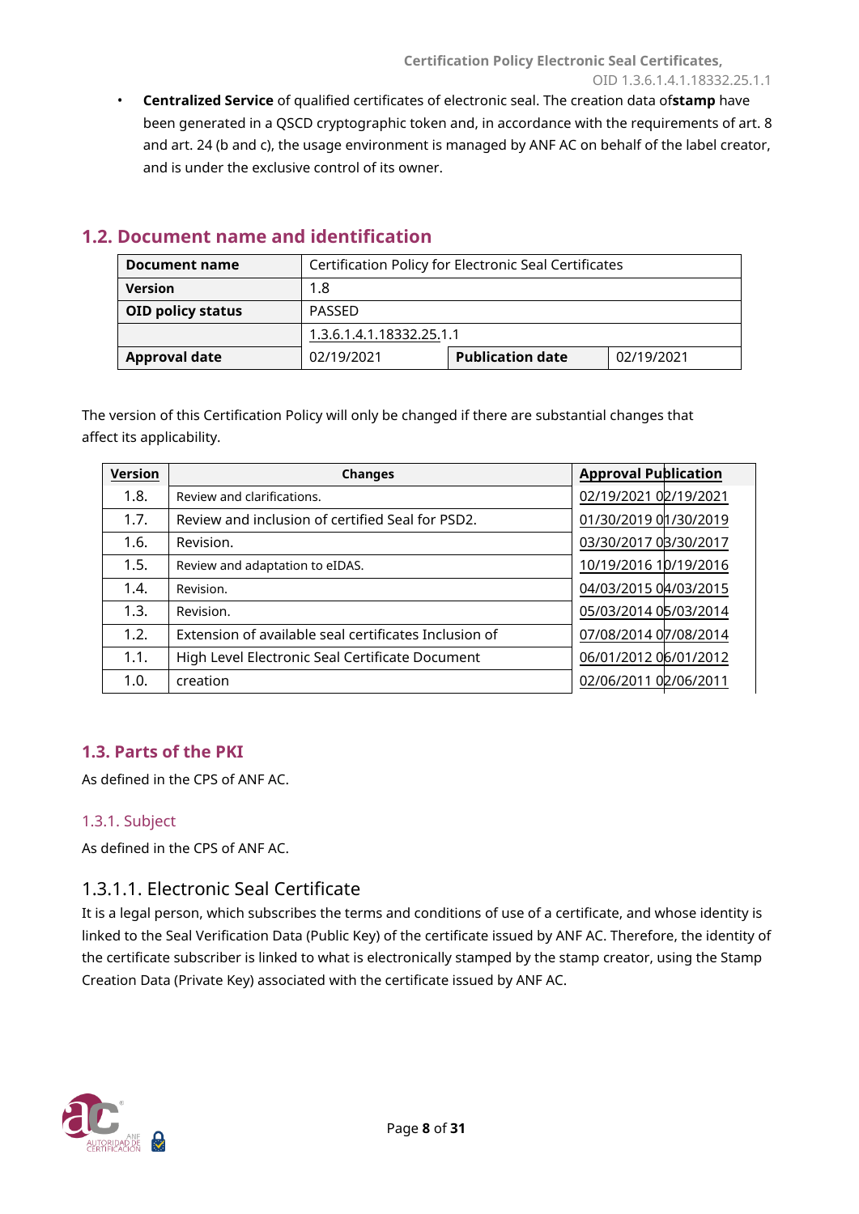- **Centralized Service** of qualified certificates of electronic seal. The creation data of**stamp** have been generated in a QSCD cryptographic token and, in accordance with the requirements of art. 8 and art. 24 (b and c), the usage environment is managed by ANF AC on behalf of the label creator, and is under the exclusive control of its owner.

## 1.2. Document name and identification

| **Document name** | Certification Policy for Electronic Seal Certificates | | |
|---|---|---|---|
| **Version** | 1.8 | | |
| **OID policy status** | PASSED | | |
| | 1.3.6.1.4.1.18332.25.1.1 | | |
| **Approval date** | 02/19/2021 | **Publication date** | 02/19/2021 |

The version of this Certification Policy will only be changed if there are substantial changes that affect its applicability.

| Version | Changes | Approval | Publication |
|---|---|---|---|
| 1.8. | Review and clarifications. | 02/19/2021 | 02/19/2021 |
| 1.7. | Review and inclusion of certified Seal for PSD2. | 01/30/2019 | 01/30/2019 |
| 1.6. | Revision. | 03/30/2017 | 03/30/2017 |
| 1.5. | Review and adaptation to eIDAS. | 10/19/2016 | 10/19/2016 |
| 1.4. | Revision. | 04/03/2015 | 04/03/2015 |
| 1.3. | Revision. | 05/03/2014 | 05/03/2014 |
| 1.2. | Extension of available seal certificates Inclusion of | 07/08/2014 | 07/08/2014 |
| 1.1. | High Level Electronic Seal Certificate Document | 06/01/2012 | 06/01/2012 |
| 1.0. | creation | 02/06/2011 | 02/06/2011 |

## 1.3. Parts of the PKI

As defined in the CPS of ANF AC.

### 1.3.1. Subject

As defined in the CPS of ANF AC.

#### 1.3.1.1. Electronic Seal Certificate

It is a legal person, which subscribes the terms and conditions of use of a certificate, and whose identity is linked to the Seal Verification Data (Public Key) of the certificate issued by ANF AC. Therefore, the identity of the certificate subscriber is linked to what is electronically stamped by the stamp creator, using the Stamp Creation Data (Private Key) associated with the certificate issued by ANF AC.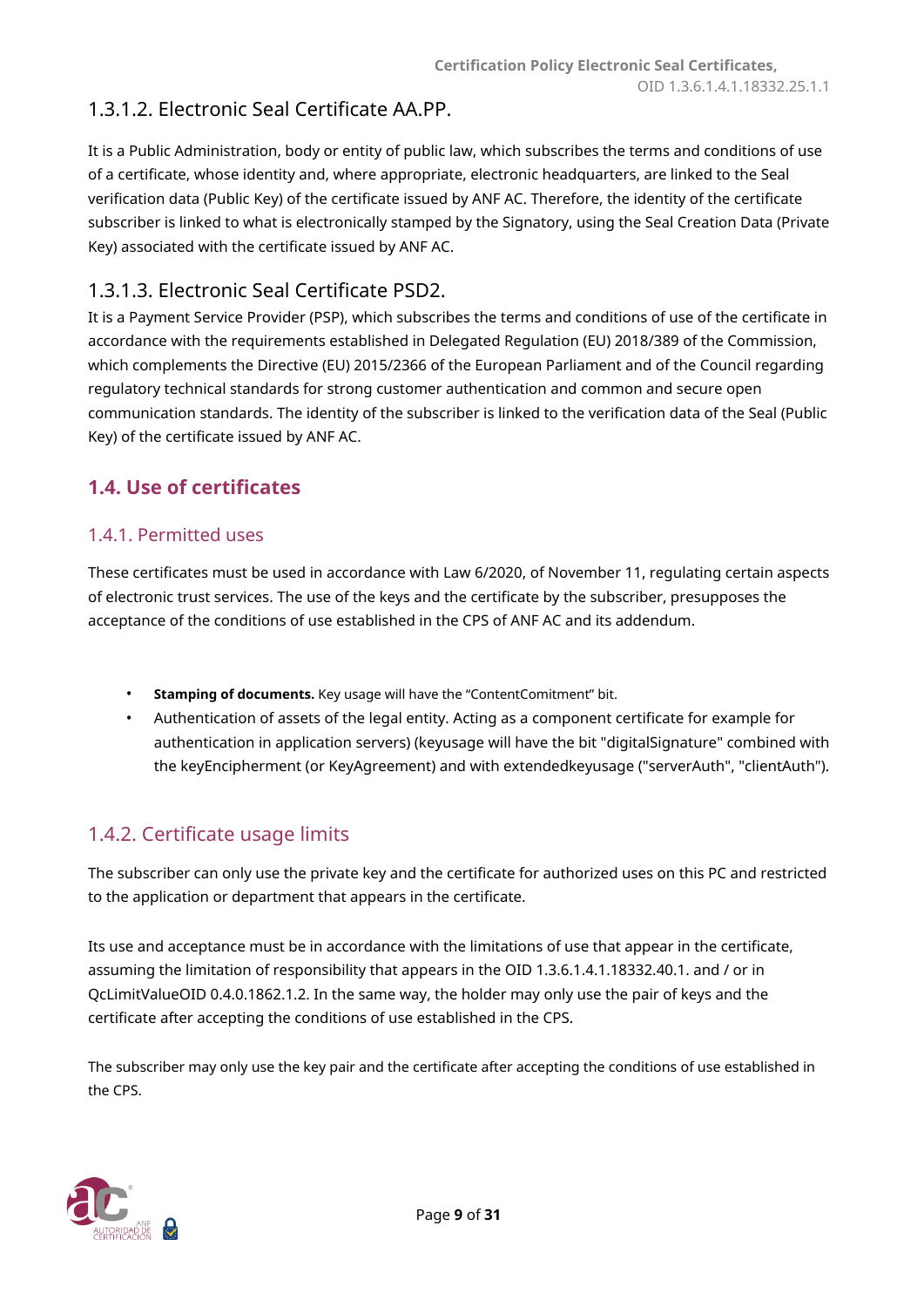#### 1.3.1.2. Electronic Seal Certificate AA.PP.

It is a Public Administration, body or entity of public law, which subscribes the terms and conditions of use of a certificate, whose identity and, where appropriate, electronic headquarters, are linked to the Seal verification data (Public Key) of the certificate issued by ANF AC. Therefore, the identity of the certificate subscriber is linked to what is electronically stamped by the Signatory, using the Seal Creation Data (Private Key) associated with the certificate issued by ANF AC.

#### 1.3.1.3. Electronic Seal Certificate PSD2.

It is a Payment Service Provider (PSP), which subscribes the terms and conditions of use of the certificate in accordance with the requirements established in Delegated Regulation (EU) 2018/389 of the Commission, which complements the Directive (EU) 2015/2366 of the European Parliament and of the Council regarding regulatory technical standards for strong customer authentication and common and secure open communication standards. The identity of the subscriber is linked to the verification data of the Seal (Public Key) of the certificate issued by ANF AC.

## 1.4. Use of certificates

### 1.4.1. Permitted uses

These certificates must be used in accordance with Law 6/2020, of November 11, regulating certain aspects of electronic trust services. The use of the keys and the certificate by the subscriber, presupposes the acceptance of the conditions of use established in the CPS of ANF AC and its addendum.

- **Stamping of documents.** Key usage will have the "ContentComitment" bit.
- Authentication of assets of the legal entity. Acting as a component certificate for example for authentication in application servers) (keyusage will have the bit "digitalSignature" combined with the keyEncipherment (or KeyAgreement) and with extendedkeyusage ("serverAuth", "clientAuth").

### 1.4.2. Certificate usage limits

The subscriber can only use the private key and the certificate for authorized uses on this PC and restricted to the application or department that appears in the certificate.

Its use and acceptance must be in accordance with the limitations of use that appear in the certificate, assuming the limitation of responsibility that appears in the OID 1.3.6.1.4.1.18332.40.1. and / or in QcLimitValueOID 0.4.0.1862.1.2. In the same way, the holder may only use the pair of keys and the certificate after accepting the conditions of use established in the CPS.

The subscriber may only use the key pair and the certificate after accepting the conditions of use established in the CPS.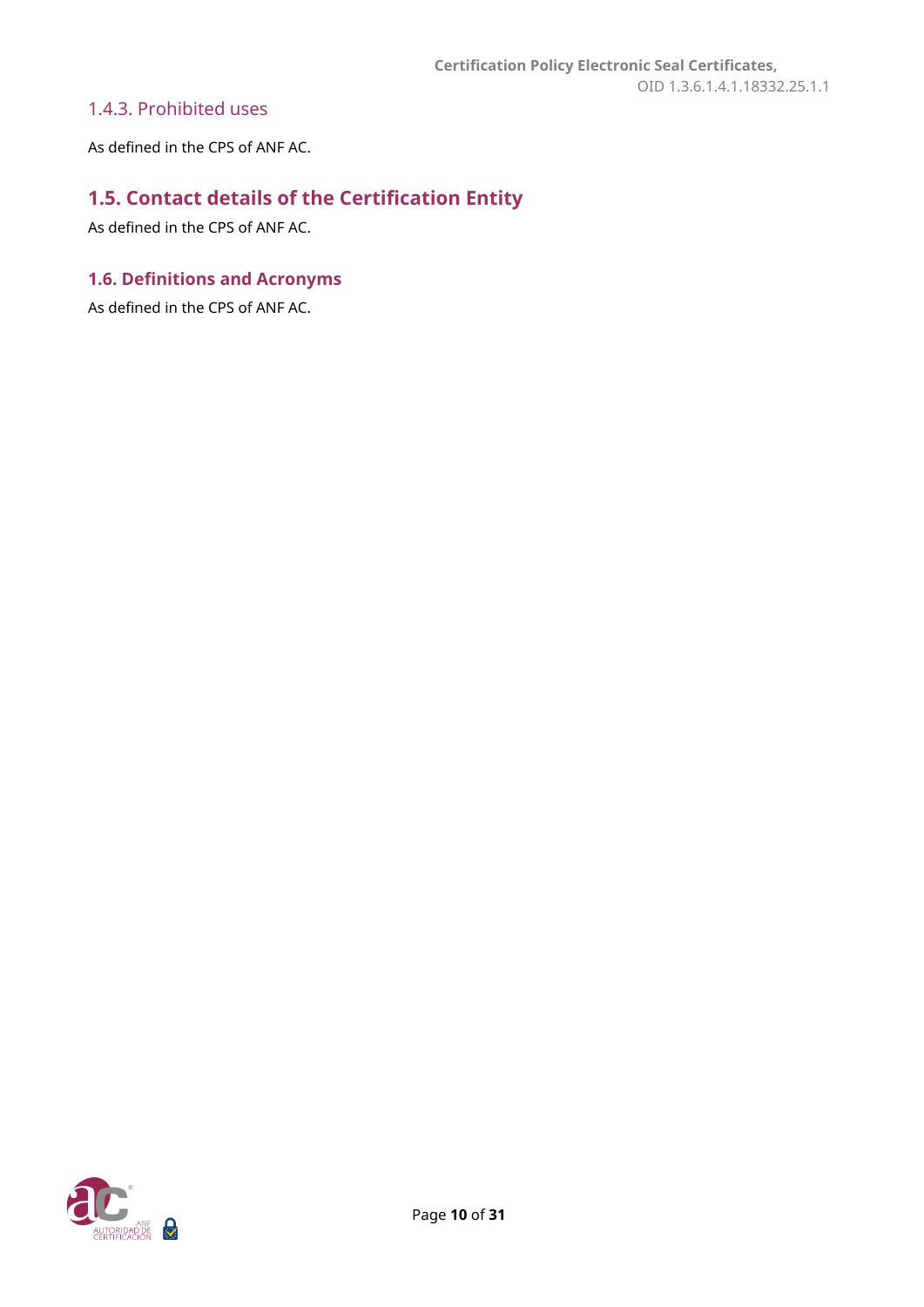### 1.4.3. Prohibited uses

As defined in the CPS of ANF AC.

## 1.5. Contact details of the Certification Entity

As defined in the CPS of ANF AC.

## 1.6. Definitions and Acronyms

As defined in the CPS of ANF AC.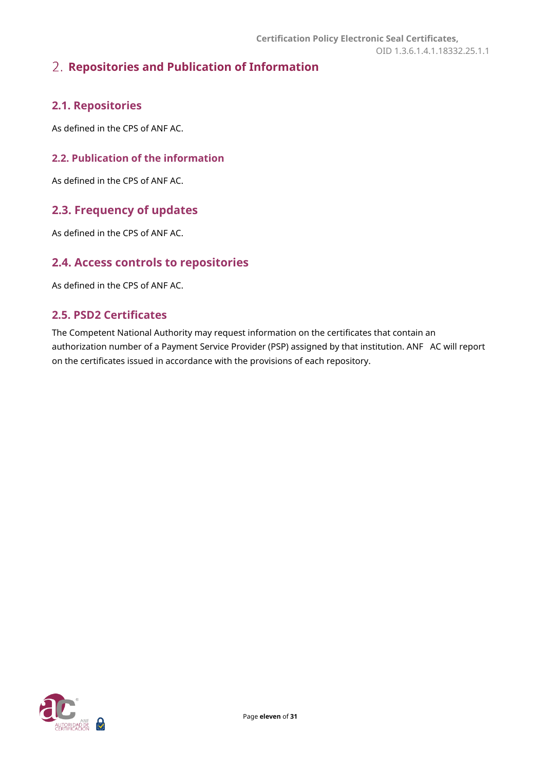# 2. Repositories and Publication of Information

## 2.1. Repositories

As defined in the CPS of ANF AC.

## 2.2. Publication of the information

As defined in the CPS of ANF AC.

## 2.3. Frequency of updates

As defined in the CPS of ANF AC.

## 2.4. Access controls to repositories

As defined in the CPS of ANF AC.

## 2.5. PSD2 Certificates

The Competent National Authority may request information on the certificates that contain an authorization number of a Payment Service Provider (PSP) assigned by that institution. ANF AC will report on the certificates issued in accordance with the provisions of each repository.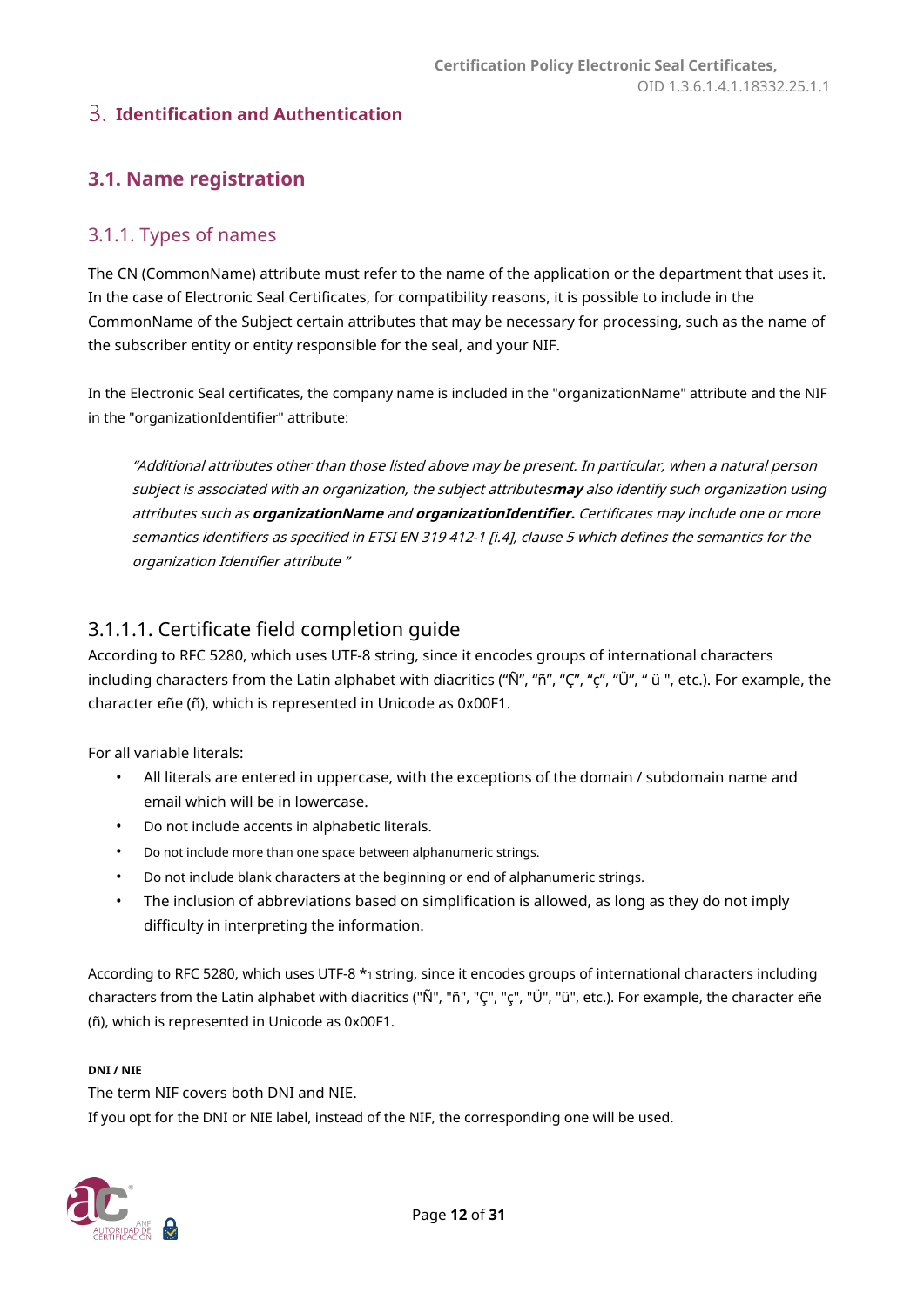# 3. Identification and Authentication

## 3.1. Name registration

### 3.1.1. Types of names

The CN (CommonName) attribute must refer to the name of the application or the department that uses it. In the case of Electronic Seal Certificates, for compatibility reasons, it is possible to include in the CommonName of the Subject certain attributes that may be necessary for processing, such as the name of the subscriber entity or entity responsible for the seal, and your NIF.

In the Electronic Seal certificates, the company name is included in the "organizationName" attribute and the NIF in the "organizationIdentifier" attribute:

> *"Additional attributes other than those listed above may be present. In particular, when a natural person subject is associated with an organization, the subject attributes**may** also identify such organization using attributes such as **organizationName** and **organizationIdentifier.** Certificates may include one or more semantics identifiers as specified in ETSI EN 319 412-1 [i.4], clause 5 which defines the semantics for the organization Identifier attribute "*

#### 3.1.1.1. Certificate field completion guide

According to RFC 5280, which uses UTF-8 string, since it encodes groups of international characters including characters from the Latin alphabet with diacritics ("Ñ", "ñ", "Ç", "ç", "Ü", " ü ", etc.). For example, the character eñe (ñ), which is represented in Unicode as 0x00F1.

For all variable literals:

- All literals are entered in uppercase, with the exceptions of the domain / subdomain name and email which will be in lowercase.
- Do not include accents in alphabetic literals.
- Do not include more than one space between alphanumeric strings.
- Do not include blank characters at the beginning or end of alphanumeric strings.
- The inclusion of abbreviations based on simplification is allowed, as long as they do not imply difficulty in interpreting the information.

According to RFC 5280, which uses UTF-8 *1 string, since it encodes groups of international characters including characters from the Latin alphabet with diacritics ("Ñ", "ñ", "Ç", "ç", "Ü", "ü", etc.). For example, the character eñe (ñ), which is represented in Unicode as 0x00F1.

**DNI / NIE**

The term NIF covers both DNI and NIE.
If you opt for the DNI or NIE label, instead of the NIF, the corresponding one will be used.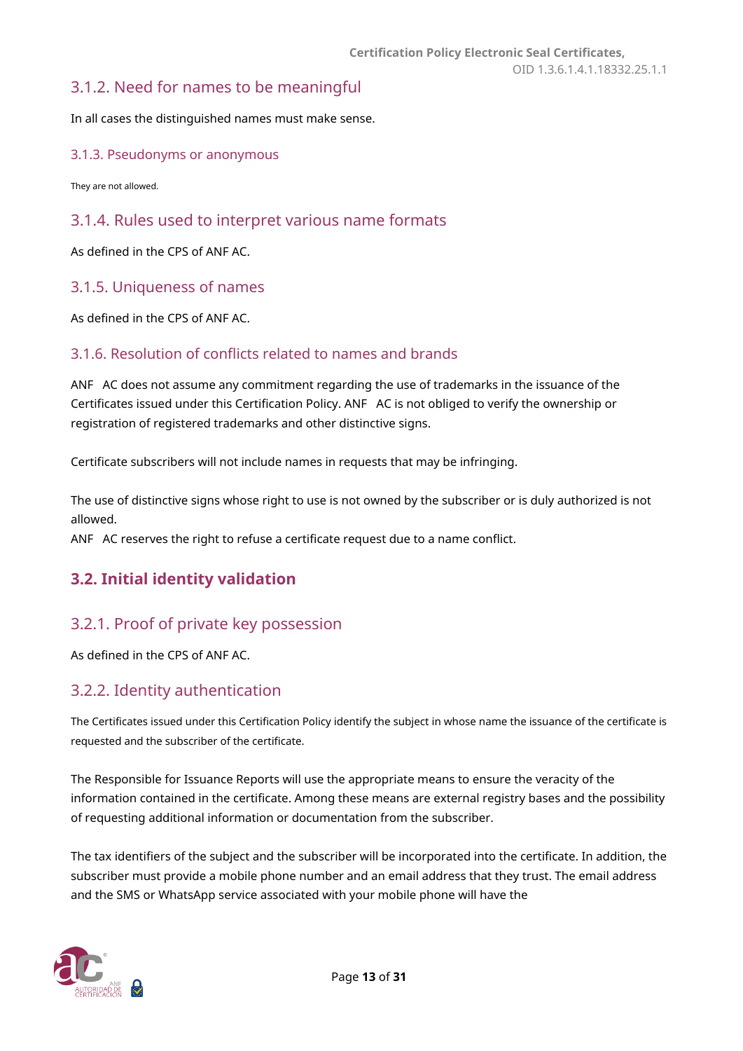### 3.1.2. Need for names to be meaningful

In all cases the distinguished names must make sense.

#### 3.1.3. Pseudonyms or anonymous

They are not allowed.

### 3.1.4. Rules used to interpret various name formats

As defined in the CPS of ANF AC.

### 3.1.5. Uniqueness of names

As defined in the CPS of ANF AC.

### 3.1.6. Resolution of conflicts related to names and brands

ANF AC does not assume any commitment regarding the use of trademarks in the issuance of the Certificates issued under this Certification Policy. ANF AC is not obliged to verify the ownership or registration of registered trademarks and other distinctive signs.

Certificate subscribers will not include names in requests that may be infringing.

The use of distinctive signs whose right to use is not owned by the subscriber or is duly authorized is not allowed.
ANF AC reserves the right to refuse a certificate request due to a name conflict.

## 3.2. Initial identity validation

### 3.2.1. Proof of private key possession

As defined in the CPS of ANF AC.

### 3.2.2. Identity authentication

The Certificates issued under this Certification Policy identify the subject in whose name the issuance of the certificate is requested and the subscriber of the certificate.

The Responsible for Issuance Reports will use the appropriate means to ensure the veracity of the information contained in the certificate. Among these means are external registry bases and the possibility of requesting additional information or documentation from the subscriber.

The tax identifiers of the subject and the subscriber will be incorporated into the certificate. In addition, the subscriber must provide a mobile phone number and an email address that they trust. The email address and the SMS or WhatsApp service associated with your mobile phone will have the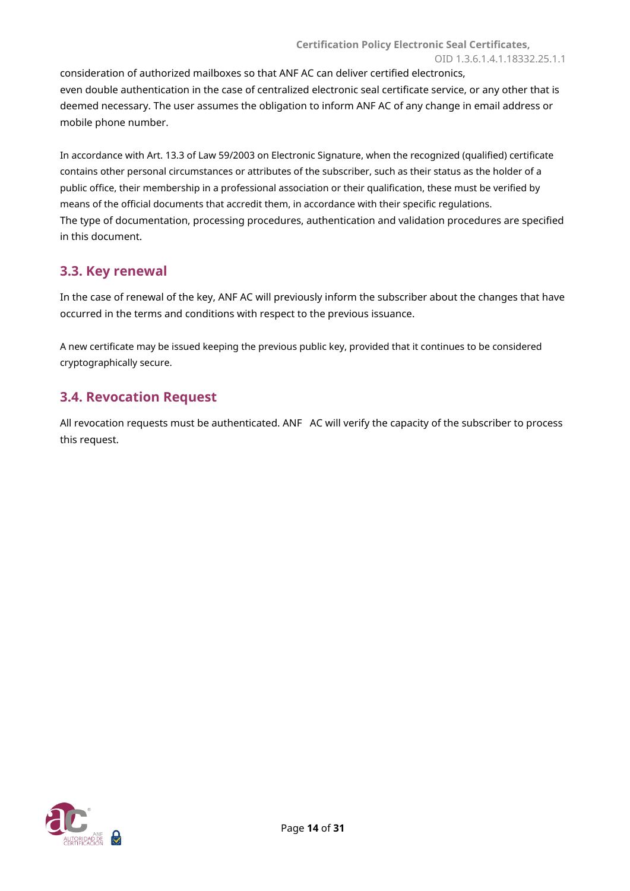consideration of authorized mailboxes so that ANF AC can deliver certified electronics, even double authentication in the case of centralized electronic seal certificate service, or any other that is deemed necessary. The user assumes the obligation to inform ANF AC of any change in email address or mobile phone number.

In accordance with Art. 13.3 of Law 59/2003 on Electronic Signature, when the recognized (qualified) certificate contains other personal circumstances or attributes of the subscriber, such as their status as the holder of a public office, their membership in a professional association or their qualification, these must be verified by means of the official documents that accredit them, in accordance with their specific regulations.
The type of documentation, processing procedures, authentication and validation procedures are specified in this document.

## 3.3. Key renewal

In the case of renewal of the key, ANF AC will previously inform the subscriber about the changes that have occurred in the terms and conditions with respect to the previous issuance.

A new certificate may be issued keeping the previous public key, provided that it continues to be considered cryptographically secure.

## 3.4. Revocation Request

All revocation requests must be authenticated. ANF AC will verify the capacity of the subscriber to process this request.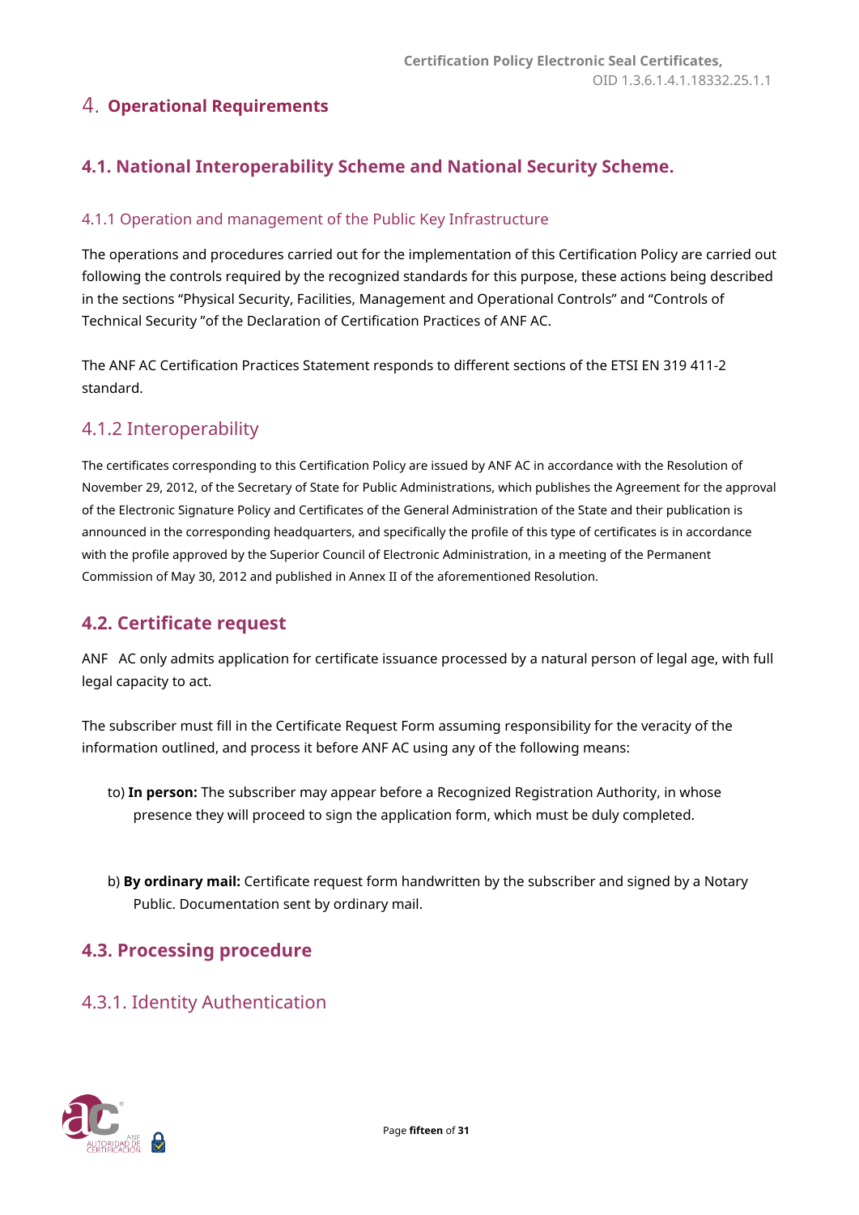# 4. Operational Requirements

## 4.1. National Interoperability Scheme and National Security Scheme.

### 4.1.1 Operation and management of the Public Key Infrastructure

The operations and procedures carried out for the implementation of this Certification Policy are carried out following the controls required by the recognized standards for this purpose, these actions being described in the sections "Physical Security, Facilities, Management and Operational Controls" and "Controls of Technical Security "of the Declaration of Certification Practices of ANF AC.

The ANF AC Certification Practices Statement responds to different sections of the ETSI EN 319 411-2 standard.

### 4.1.2 Interoperability

The certificates corresponding to this Certification Policy are issued by ANF AC in accordance with the Resolution of November 29, 2012, of the Secretary of State for Public Administrations, which publishes the Agreement for the approval of the Electronic Signature Policy and Certificates of the General Administration of the State and their publication is announced in the corresponding headquarters, and specifically the profile of this type of certificates is in accordance with the profile approved by the Superior Council of Electronic Administration, in a meeting of the Permanent Commission of May 30, 2012 and published in Annex II of the aforementioned Resolution.

## 4.2. Certificate request

ANF AC only admits application for certificate issuance processed by a natural person of legal age, with full legal capacity to act.

The subscriber must fill in the Certificate Request Form assuming responsibility for the veracity of the information outlined, and process it before ANF AC using any of the following means:

to) **In person:** The subscriber may appear before a Recognized Registration Authority, in whose presence they will proceed to sign the application form, which must be duly completed.

b) **By ordinary mail:** Certificate request form handwritten by the subscriber and signed by a Notary Public. Documentation sent by ordinary mail.

## 4.3. Processing procedure

### 4.3.1. Identity Authentication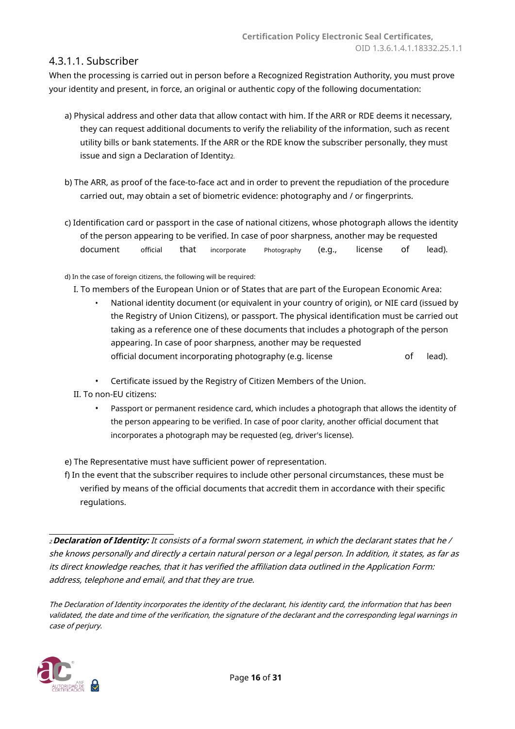### 4.3.1.1. Subscriber

When the processing is carried out in person before a Recognized Registration Authority, you must prove your identity and present, in force, an original or authentic copy of the following documentation:

a) Physical address and other data that allow contact with him. If the ARR or RDE deems it necessary, they can request additional documents to verify the reliability of the information, such as recent utility bills or bank statements. If the ARR or the RDE know the subscriber personally, they must issue and sign a Declaration of Identity[2].

b) The ARR, as proof of the face-to-face act and in order to prevent the repudiation of the procedure carried out, may obtain a set of biometric evidence: photography and / or fingerprints.

c) Identification card or passport in the case of national citizens, whose photograph allows the identity of the person appearing to be verified. In case of poor sharpness, another may be requested document official that incorporate Photography (e.g., license of lead).

d) In the case of foreign citizens, the following will be required:

I. To members of the European Union or of States that are part of the European Economic Area:

- National identity document (or equivalent in your country of origin), or NIE card (issued by the Registry of Union Citizens), or passport. The physical identification must be carried out taking as a reference one of these documents that includes a photograph of the person appearing. In case of poor sharpness, another may be requested official document incorporating photography (e.g. license of lead).
- Certificate issued by the Registry of Citizen Members of the Union.

II. To non-EU citizens:

- Passport or permanent residence card, which includes a photograph that allows the identity of the person appearing to be verified. In case of poor clarity, another official document that incorporates a photograph may be requested (eg, driver's license).

e) The Representative must have sufficient power of representation.

f) In the event that the subscriber requires to include other personal circumstances, these must be verified by means of the official documents that accredit them in accordance with their specific regulations.

---

[2] ***Declaration of Identity:*** *It consists of a formal sworn statement, in which the declarant states that he / she knows personally and directly a certain natural person or a legal person. In addition, it states, as far as its direct knowledge reaches, that it has verified the affiliation data outlined in the Application Form: address, telephone and email, and that they are true.*

*The Declaration of Identity incorporates the identity of the declarant, his identity card, the information that has been validated, the date and time of the verification, the signature of the declarant and the corresponding legal warnings in case of perjury.*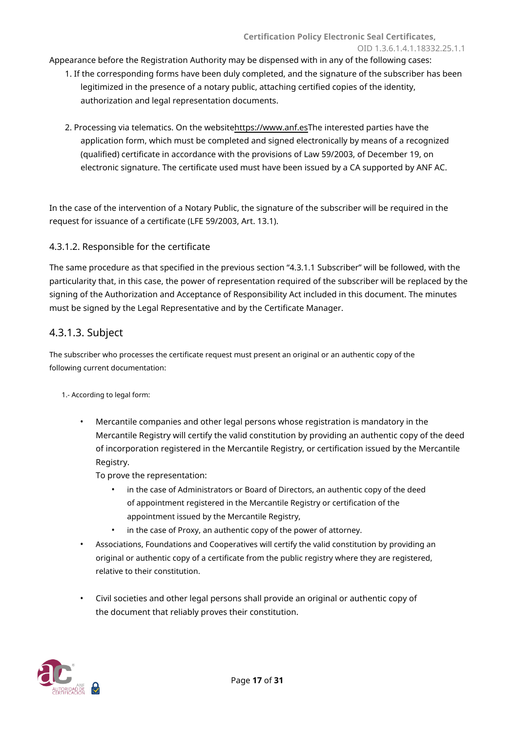Appearance before the Registration Authority may be dispensed with in any of the following cases:

1. If the corresponding forms have been duly completed, and the signature of the subscriber has been legitimized in the presence of a notary public, attaching certified copies of the identity, authorization and legal representation documents.

2. Processing via telematics. On the websitehttps://www.anf.esThe interested parties have the application form, which must be completed and signed electronically by means of a recognized (qualified) certificate in accordance with the provisions of Law 59/2003, of December 19, on electronic signature. The certificate used must have been issued by a CA supported by ANF AC.

In the case of the intervention of a Notary Public, the signature of the subscriber will be required in the request for issuance of a certificate (LFE 59/2003, Art. 13.1).

#### 4.3.1.2. Responsible for the certificate

The same procedure as that specified in the previous section "4.3.1.1 Subscriber" will be followed, with the particularity that, in this case, the power of representation required of the subscriber will be replaced by the signing of the Authorization and Acceptance of Responsibility Act included in this document. The minutes must be signed by the Legal Representative and by the Certificate Manager.

### 4.3.1.3. Subject

The subscriber who processes the certificate request must present an original or an authentic copy of the following current documentation:

1.- According to legal form:

- Mercantile companies and other legal persons whose registration is mandatory in the Mercantile Registry will certify the valid constitution by providing an authentic copy of the deed of incorporation registered in the Mercantile Registry, or certification issued by the Mercantile Registry.
  To prove the representation:
  - in the case of Administrators or Board of Directors, an authentic copy of the deed of appointment registered in the Mercantile Registry or certification of the appointment issued by the Mercantile Registry,
  - in the case of Proxy, an authentic copy of the power of attorney.
- Associations, Foundations and Cooperatives will certify the valid constitution by providing an original or authentic copy of a certificate from the public registry where they are registered, relative to their constitution.
- Civil societies and other legal persons shall provide an original or authentic copy of the document that reliably proves their constitution.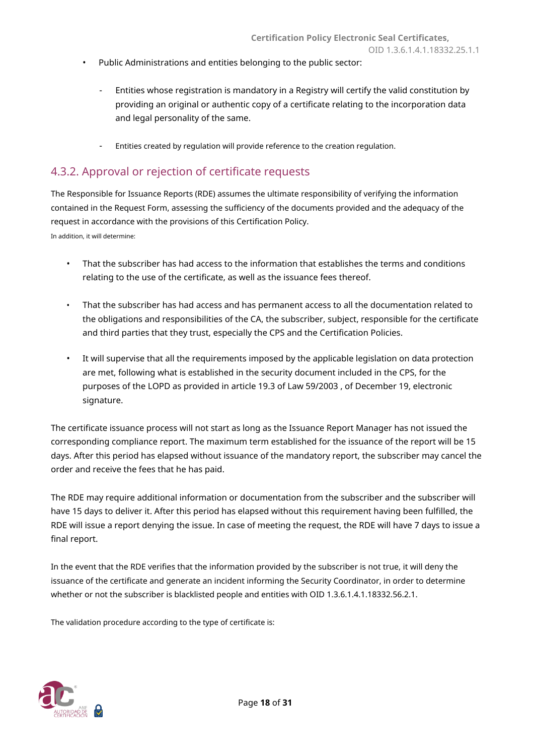- Public Administrations and entities belonging to the public sector:

  - Entities whose registration is mandatory in a Registry will certify the valid constitution by providing an original or authentic copy of a certificate relating to the incorporation data and legal personality of the same.

  - Entities created by regulation will provide reference to the creation regulation.

## 4.3.2. Approval or rejection of certificate requests

The Responsible for Issuance Reports (RDE) assumes the ultimate responsibility of verifying the information contained in the Request Form, assessing the sufficiency of the documents provided and the adequacy of the request in accordance with the provisions of this Certification Policy.

In addition, it will determine:

- That the subscriber has had access to the information that establishes the terms and conditions relating to the use of the certificate, as well as the issuance fees thereof.

- That the subscriber has had access and has permanent access to all the documentation related to the obligations and responsibilities of the CA, the subscriber, subject, responsible for the certificate and third parties that they trust, especially the CPS and the Certification Policies.

- It will supervise that all the requirements imposed by the applicable legislation on data protection are met, following what is established in the security document included in the CPS, for the purposes of the LOPD as provided in article 19.3 of Law 59/2003 , of December 19, electronic signature.

The certificate issuance process will not start as long as the Issuance Report Manager has not issued the corresponding compliance report. The maximum term established for the issuance of the report will be 15 days. After this period has elapsed without issuance of the mandatory report, the subscriber may cancel the order and receive the fees that he has paid.

The RDE may require additional information or documentation from the subscriber and the subscriber will have 15 days to deliver it. After this period has elapsed without this requirement having been fulfilled, the RDE will issue a report denying the issue. In case of meeting the request, the RDE will have 7 days to issue a final report.

In the event that the RDE verifies that the information provided by the subscriber is not true, it will deny the issuance of the certificate and generate an incident informing the Security Coordinator, in order to determine whether or not the subscriber is blacklisted people and entities with OID 1.3.6.1.4.1.18332.56.2.1.

The validation procedure according to the type of certificate is: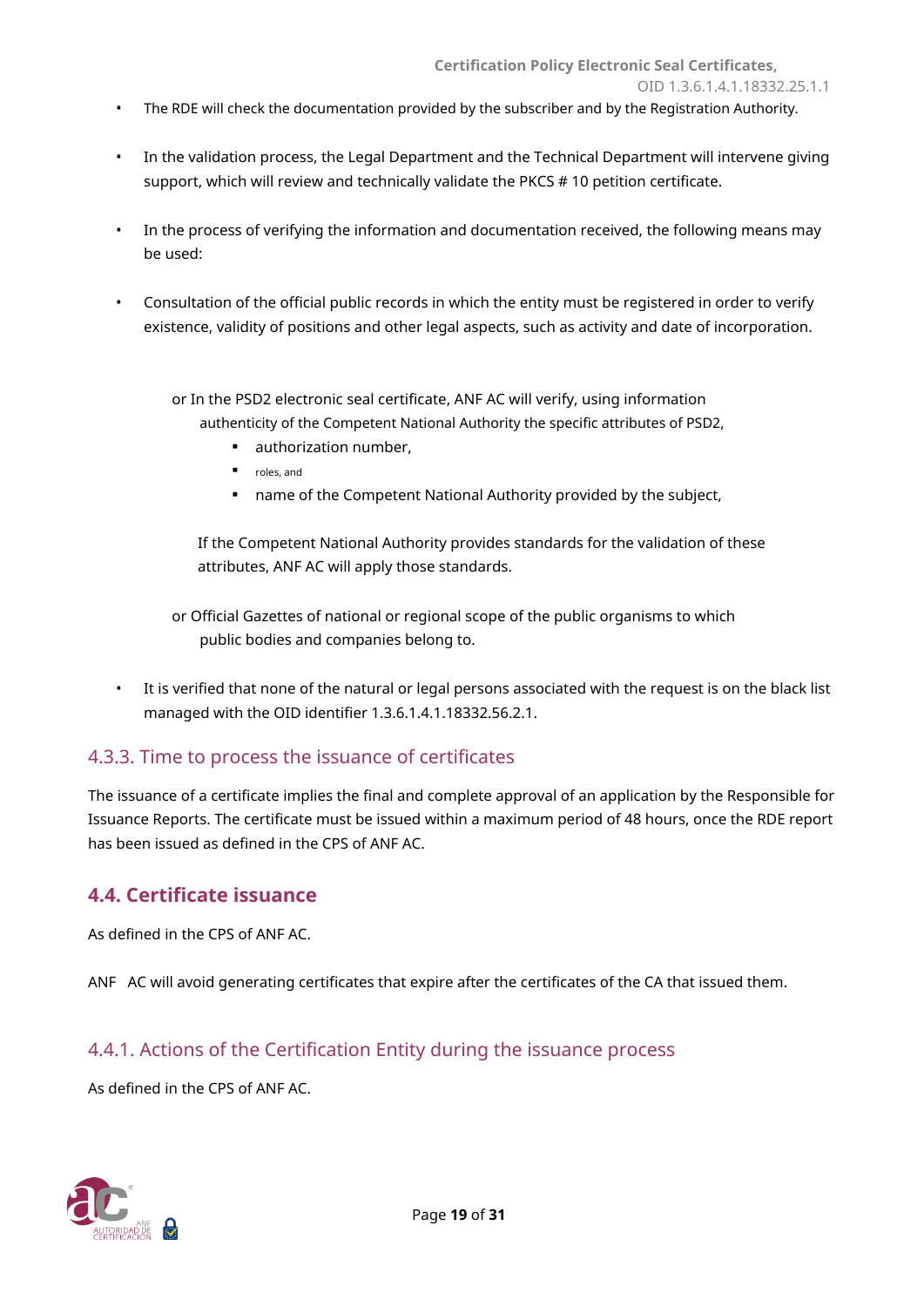- The RDE will check the documentation provided by the subscriber and by the Registration Authority.

- In the validation process, the Legal Department and the Technical Department will intervene giving support, which will review and technically validate the PKCS # 10 petition certificate.

- In the process of verifying the information and documentation received, the following means may be used:

- Consultation of the official public records in which the entity must be registered in order to verify existence, validity of positions and other legal aspects, such as activity and date of incorporation.

  - In the PSD2 electronic seal certificate, ANF AC will verify, using information authenticity of the Competent National Authority the specific attributes of PSD2,
    - authorization number,
    - roles, and
    - name of the Competent National Authority provided by the subject,

    If the Competent National Authority provides standards for the validation of these attributes, ANF AC will apply those standards.

  - Official Gazettes of national or regional scope of the public organisms to which public bodies and companies belong to.

- It is verified that none of the natural or legal persons associated with the request is on the black list managed with the OID identifier 1.3.6.1.4.1.18332.56.2.1.

### 4.3.3. Time to process the issuance of certificates

The issuance of a certificate implies the final and complete approval of an application by the Responsible for Issuance Reports. The certificate must be issued within a maximum period of 48 hours, once the RDE report has been issued as defined in the CPS of ANF AC.

## 4.4. Certificate issuance

As defined in the CPS of ANF AC.

ANF AC will avoid generating certificates that expire after the certificates of the CA that issued them.

### 4.4.1. Actions of the Certification Entity during the issuance process

As defined in the CPS of ANF AC.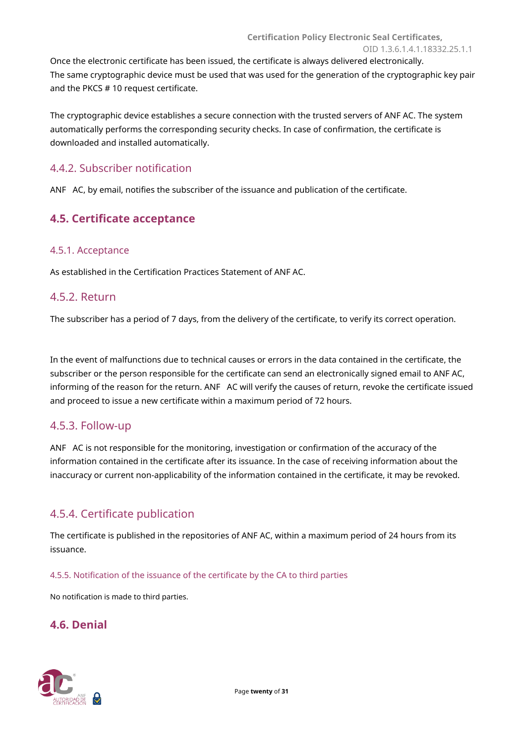Once the electronic certificate has been issued, the certificate is always delivered electronically.
The same cryptographic device must be used that was used for the generation of the cryptographic key pair and the PKCS # 10 request certificate.

The cryptographic device establishes a secure connection with the trusted servers of ANF AC. The system automatically performs the corresponding security checks. In case of confirmation, the certificate is downloaded and installed automatically.

### 4.4.2. Subscriber notification

ANF AC, by email, notifies the subscriber of the issuance and publication of the certificate.

## 4.5. Certificate acceptance

### 4.5.1. Acceptance

As established in the Certification Practices Statement of ANF AC.

### 4.5.2. Return

The subscriber has a period of 7 days, from the delivery of the certificate, to verify its correct operation.

In the event of malfunctions due to technical causes or errors in the data contained in the certificate, the subscriber or the person responsible for the certificate can send an electronically signed email to ANF AC, informing of the reason for the return. ANF AC will verify the causes of return, revoke the certificate issued and proceed to issue a new certificate within a maximum period of 72 hours.

### 4.5.3. Follow-up

ANF AC is not responsible for the monitoring, investigation or confirmation of the accuracy of the information contained in the certificate after its issuance. In the case of receiving information about the inaccuracy or current non-applicability of the information contained in the certificate, it may be revoked.

### 4.5.4. Certificate publication

The certificate is published in the repositories of ANF AC, within a maximum period of 24 hours from its issuance.

#### 4.5.5. Notification of the issuance of the certificate by the CA to third parties

No notification is made to third parties.

## 4.6. Denial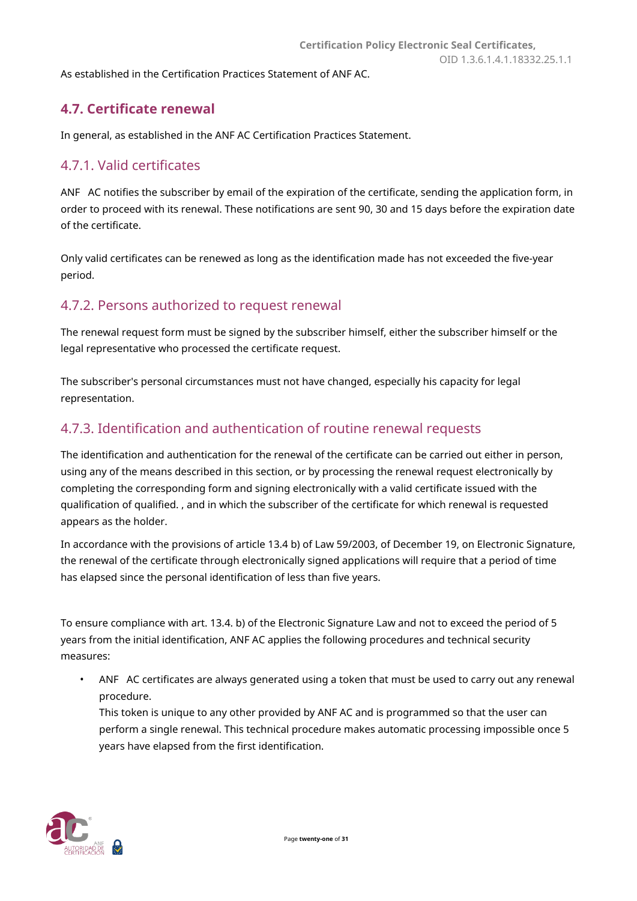As established in the Certification Practices Statement of ANF AC.

## 4.7. Certificate renewal

In general, as established in the ANF AC Certification Practices Statement.

### 4.7.1. Valid certificates

ANF AC notifies the subscriber by email of the expiration of the certificate, sending the application form, in order to proceed with its renewal. These notifications are sent 90, 30 and 15 days before the expiration date of the certificate.

Only valid certificates can be renewed as long as the identification made has not exceeded the five-year period.

### 4.7.2. Persons authorized to request renewal

The renewal request form must be signed by the subscriber himself, either the subscriber himself or the legal representative who processed the certificate request.

The subscriber's personal circumstances must not have changed, especially his capacity for legal representation.

### 4.7.3. Identification and authentication of routine renewal requests

The identification and authentication for the renewal of the certificate can be carried out either in person, using any of the means described in this section, or by processing the renewal request electronically by completing the corresponding form and signing electronically with a valid certificate issued with the qualification of qualified. , and in which the subscriber of the certificate for which renewal is requested appears as the holder.

In accordance with the provisions of article 13.4 b) of Law 59/2003, of December 19, on Electronic Signature, the renewal of the certificate through electronically signed applications will require that a period of time has elapsed since the personal identification of less than five years.

To ensure compliance with art. 13.4. b) of the Electronic Signature Law and not to exceed the period of 5 years from the initial identification, ANF AC applies the following procedures and technical security measures:

- ANF AC certificates are always generated using a token that must be used to carry out any renewal procedure.
  This token is unique to any other provided by ANF AC and is programmed so that the user can perform a single renewal. This technical procedure makes automatic processing impossible once 5 years have elapsed from the first identification.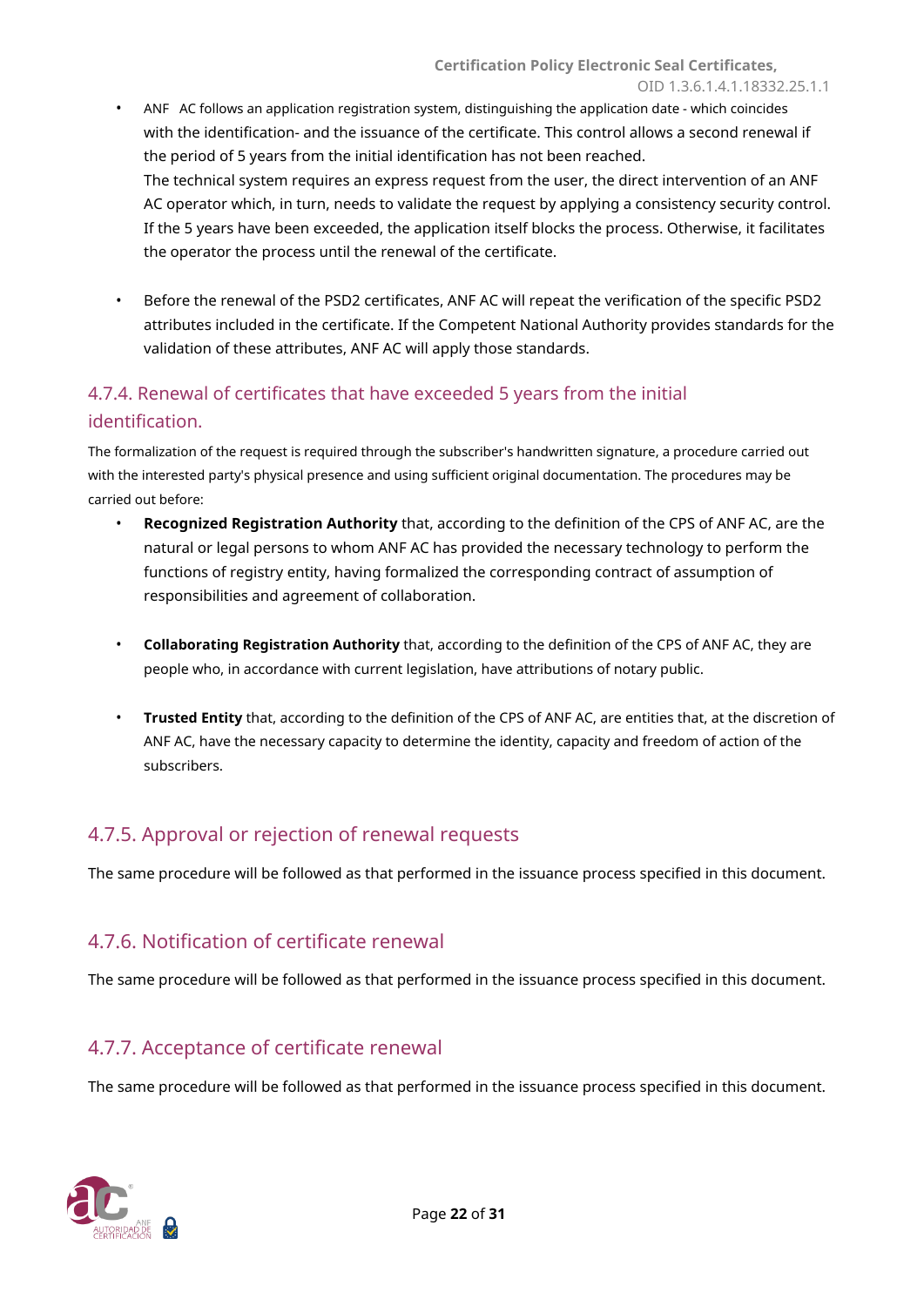- ANF AC follows an application registration system, distinguishing the application date - which coincides with the identification- and the issuance of the certificate. This control allows a second renewal if the period of 5 years from the initial identification has not been reached.
  The technical system requires an express request from the user, the direct intervention of an ANF AC operator which, in turn, needs to validate the request by applying a consistency security control. If the 5 years have been exceeded, the application itself blocks the process. Otherwise, it facilitates the operator the process until the renewal of the certificate.

- Before the renewal of the PSD2 certificates, ANF AC will repeat the verification of the specific PSD2 attributes included in the certificate. If the Competent National Authority provides standards for the validation of these attributes, ANF AC will apply those standards.

### 4.7.4. Renewal of certificates that have exceeded 5 years from the initial identification.

The formalization of the request is required through the subscriber's handwritten signature, a procedure carried out with the interested party's physical presence and using sufficient original documentation. The procedures may be carried out before:

- **Recognized Registration Authority** that, according to the definition of the CPS of ANF AC, are the natural or legal persons to whom ANF AC has provided the necessary technology to perform the functions of registry entity, having formalized the corresponding contract of assumption of responsibilities and agreement of collaboration.

- **Collaborating Registration Authority** that, according to the definition of the CPS of ANF AC, they are people who, in accordance with current legislation, have attributions of notary public.

- **Trusted Entity** that, according to the definition of the CPS of ANF AC, are entities that, at the discretion of ANF AC, have the necessary capacity to determine the identity, capacity and freedom of action of the subscribers.

### 4.7.5. Approval or rejection of renewal requests

The same procedure will be followed as that performed in the issuance process specified in this document.

### 4.7.6. Notification of certificate renewal

The same procedure will be followed as that performed in the issuance process specified in this document.

### 4.7.7. Acceptance of certificate renewal

The same procedure will be followed as that performed in the issuance process specified in this document.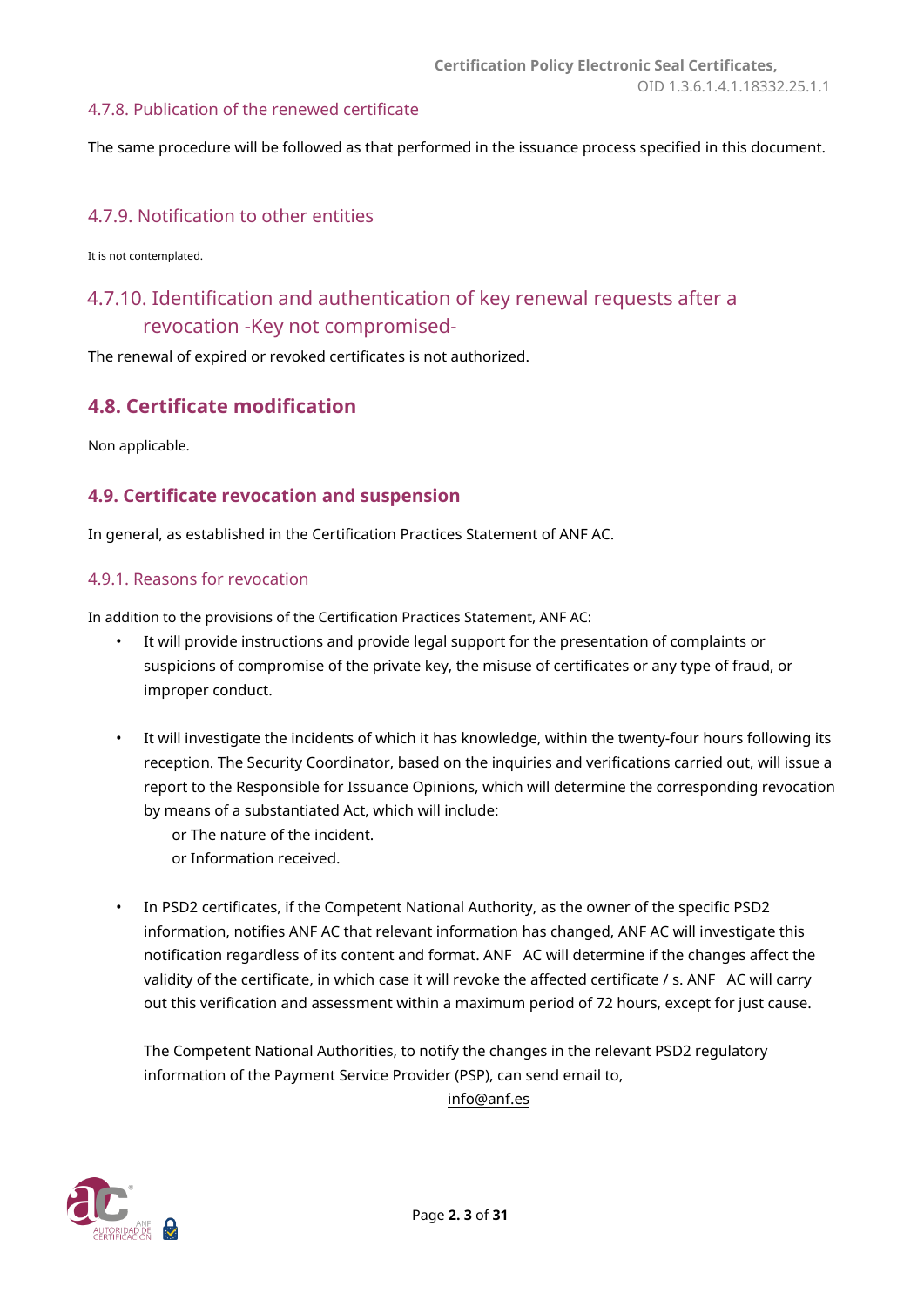#### 4.7.8. Publication of the renewed certificate

The same procedure will be followed as that performed in the issuance process specified in this document.

#### 4.7.9. Notification to other entities

It is not contemplated.

#### 4.7.10. Identification and authentication of key renewal requests after a revocation -Key not compromised-

The renewal of expired or revoked certificates is not authorized.

### 4.8. Certificate modification

Non applicable.

### 4.9. Certificate revocation and suspension

In general, as established in the Certification Practices Statement of ANF AC.

#### 4.9.1. Reasons for revocation

In addition to the provisions of the Certification Practices Statement, ANF AC:

- It will provide instructions and provide legal support for the presentation of complaints or suspicions of compromise of the private key, the misuse of certificates or any type of fraud, or improper conduct.

- It will investigate the incidents of which it has knowledge, within the twenty-four hours following its reception. The Security Coordinator, based on the inquiries and verifications carried out, will issue a report to the Responsible for Issuance Opinions, which will determine the corresponding revocation by means of a substantiated Act, which will include:
  - The nature of the incident.
  - Information received.

- In PSD2 certificates, if the Competent National Authority, as the owner of the specific PSD2 information, notifies ANF AC that relevant information has changed, ANF AC will investigate this notification regardless of its content and format. ANF AC will determine if the changes affect the validity of the certificate, in which case it will revoke the affected certificate / s. ANF AC will carry out this verification and assessment within a maximum period of 72 hours, except for just cause.

  The Competent National Authorities, to notify the changes in the relevant PSD2 regulatory information of the Payment Service Provider (PSP), can send email to,

  info@anf.es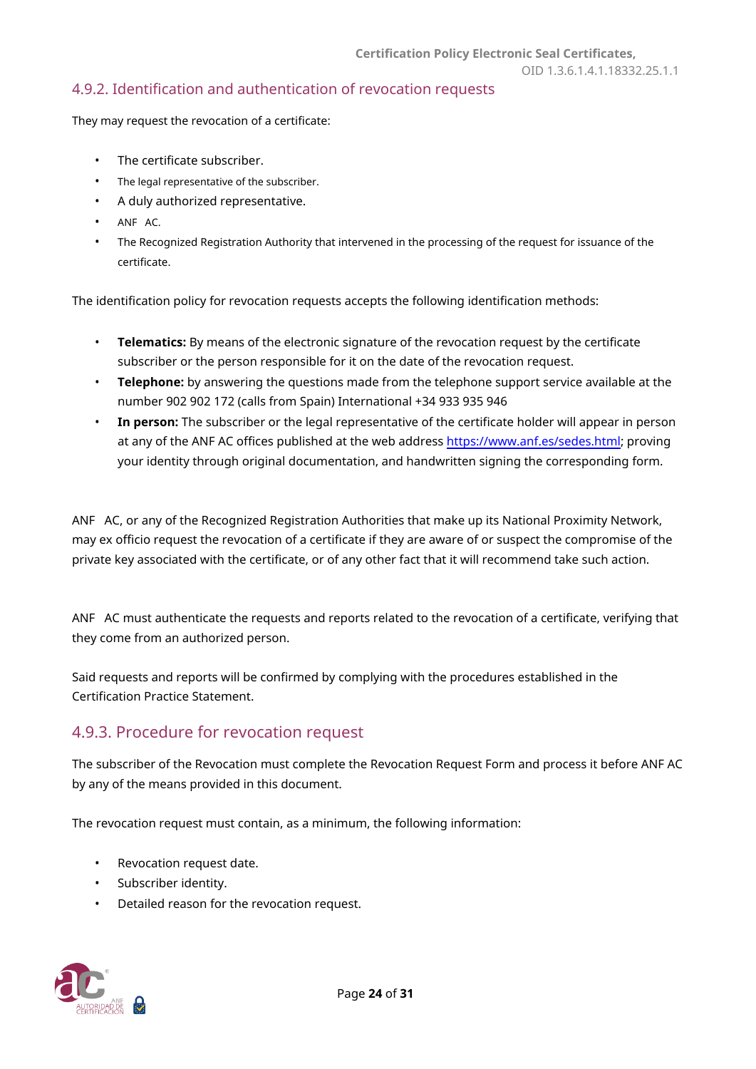## 4.9.2. Identification and authentication of revocation requests

They may request the revocation of a certificate:

- The certificate subscriber.
- The legal representative of the subscriber.
- A duly authorized representative.
- ANF AC.
- The Recognized Registration Authority that intervened in the processing of the request for issuance of the certificate.

The identification policy for revocation requests accepts the following identification methods:

- **Telematics:** By means of the electronic signature of the revocation request by the certificate subscriber or the person responsible for it on the date of the revocation request.
- **Telephone:** by answering the questions made from the telephone support service available at the number 902 902 172 (calls from Spain) International +34 933 935 946
- **In person:** The subscriber or the legal representative of the certificate holder will appear in person at any of the ANF AC offices published at the web address https://www.anf.es/sedes.html; proving your identity through original documentation, and handwritten signing the corresponding form.

ANF AC, or any of the Recognized Registration Authorities that make up its National Proximity Network, may ex officio request the revocation of a certificate if they are aware of or suspect the compromise of the private key associated with the certificate, or of any other fact that it will recommend take such action.

ANF AC must authenticate the requests and reports related to the revocation of a certificate, verifying that they come from an authorized person.

Said requests and reports will be confirmed by complying with the procedures established in the Certification Practice Statement.

## 4.9.3. Procedure for revocation request

The subscriber of the Revocation must complete the Revocation Request Form and process it before ANF AC by any of the means provided in this document.

The revocation request must contain, as a minimum, the following information:

- Revocation request date.
- Subscriber identity.
- Detailed reason for the revocation request.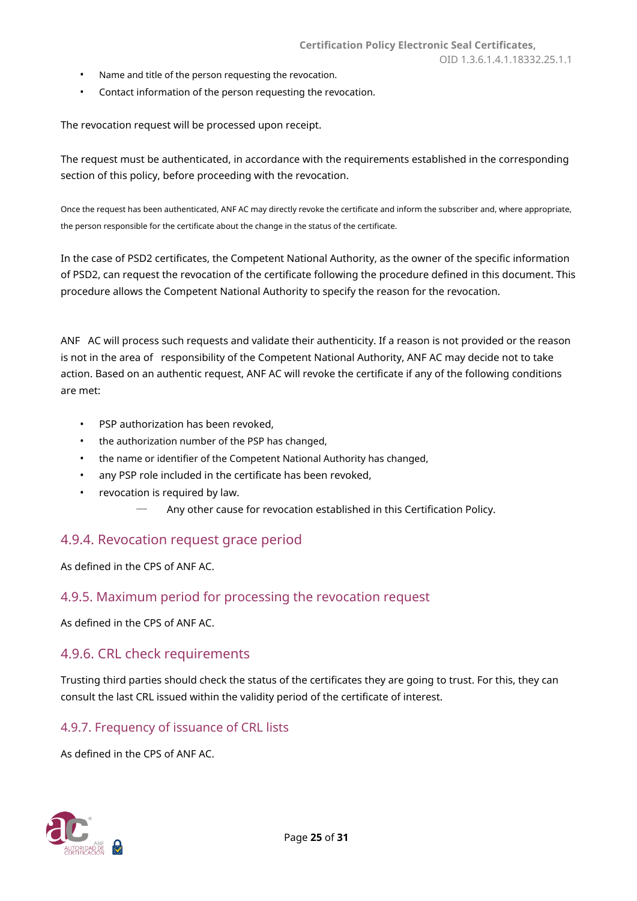- Name and title of the person requesting the revocation.
- Contact information of the person requesting the revocation.

The revocation request will be processed upon receipt.

The request must be authenticated, in accordance with the requirements established in the corresponding section of this policy, before proceeding with the revocation.

Once the request has been authenticated, ANF AC may directly revoke the certificate and inform the subscriber and, where appropriate, the person responsible for the certificate about the change in the status of the certificate.

In the case of PSD2 certificates, the Competent National Authority, as the owner of the specific information of PSD2, can request the revocation of the certificate following the procedure defined in this document. This procedure allows the Competent National Authority to specify the reason for the revocation.

ANF AC will process such requests and validate their authenticity. If a reason is not provided or the reason is not in the area of responsibility of the Competent National Authority, ANF AC may decide not to take action. Based on an authentic request, ANF AC will revoke the certificate if any of the following conditions are met:

- PSP authorization has been revoked,
- the authorization number of the PSP has changed,
- the name or identifier of the Competent National Authority has changed,
- any PSP role included in the certificate has been revoked,
- revocation is required by law.
    - Any other cause for revocation established in this Certification Policy.

## 4.9.4. Revocation request grace period

As defined in the CPS of ANF AC.

## 4.9.5. Maximum period for processing the revocation request

As defined in the CPS of ANF AC.

## 4.9.6. CRL check requirements

Trusting third parties should check the status of the certificates they are going to trust. For this, they can consult the last CRL issued within the validity period of the certificate of interest.

## 4.9.7. Frequency of issuance of CRL lists

As defined in the CPS of ANF AC.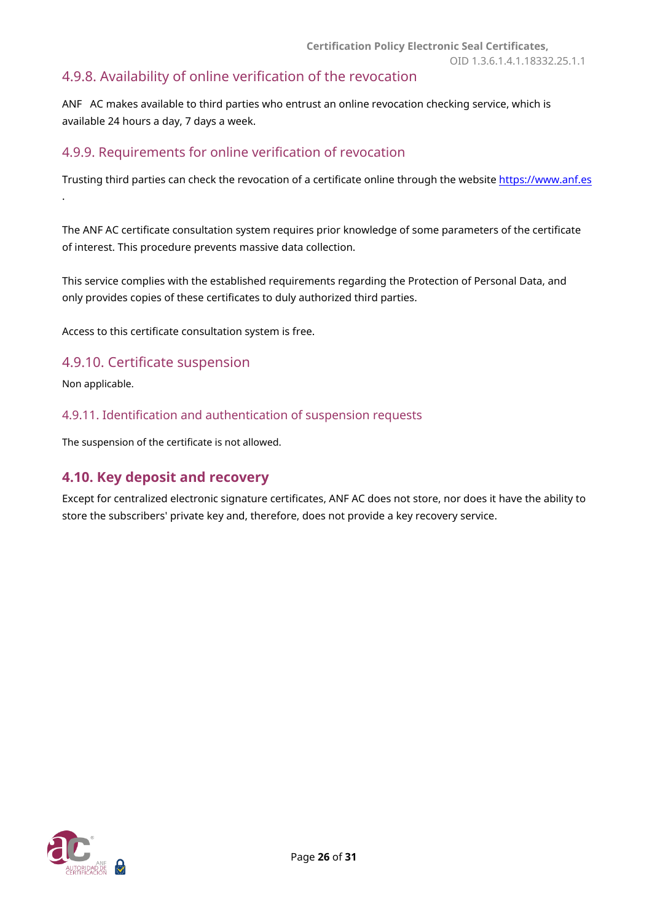#### 4.9.8. Availability of online verification of the revocation

ANF AC makes available to third parties who entrust an online revocation checking service, which is available 24 hours a day, 7 days a week.

#### 4.9.9. Requirements for online verification of revocation

Trusting third parties can check the revocation of a certificate online through the website https://www.anf.es .

The ANF AC certificate consultation system requires prior knowledge of some parameters of the certificate of interest. This procedure prevents massive data collection.

This service complies with the established requirements regarding the Protection of Personal Data, and only provides copies of these certificates to duly authorized third parties.

Access to this certificate consultation system is free.

#### 4.9.10. Certificate suspension

Non applicable.

#### 4.9.11. Identification and authentication of suspension requests

The suspension of the certificate is not allowed.

### 4.10. Key deposit and recovery

Except for centralized electronic signature certificates, ANF AC does not store, nor does it have the ability to store the subscribers' private key and, therefore, does not provide a key recovery service.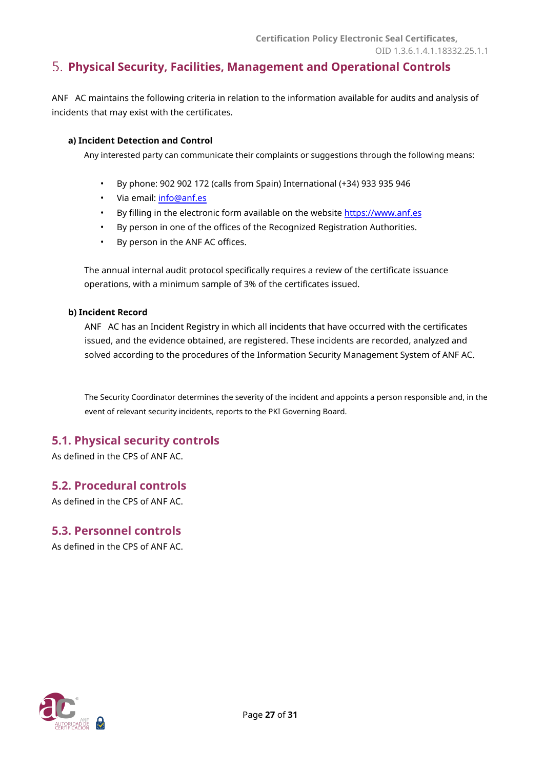# 5. Physical Security, Facilities, Management and Operational Controls

ANF AC maintains the following criteria in relation to the information available for audits and analysis of incidents that may exist with the certificates.

**a) Incident Detection and Control**

Any interested party can communicate their complaints or suggestions through the following means:

- By phone: 902 902 172 (calls from Spain) International (+34) 933 935 946
- Via email: info@anf.es
- By filling in the electronic form available on the website https://www.anf.es
- By person in one of the offices of the Recognized Registration Authorities.
- By person in the ANF AC offices.

The annual internal audit protocol specifically requires a review of the certificate issuance operations, with a minimum sample of 3% of the certificates issued.

**b) Incident Record**

ANF AC has an Incident Registry in which all incidents that have occurred with the certificates issued, and the evidence obtained, are registered. These incidents are recorded, analyzed and solved according to the procedures of the Information Security Management System of ANF AC.

The Security Coordinator determines the severity of the incident and appoints a person responsible and, in the event of relevant security incidents, reports to the PKI Governing Board.

## 5.1. Physical security controls

As defined in the CPS of ANF AC.

## 5.2. Procedural controls

As defined in the CPS of ANF AC.

## 5.3. Personnel controls

As defined in the CPS of ANF AC.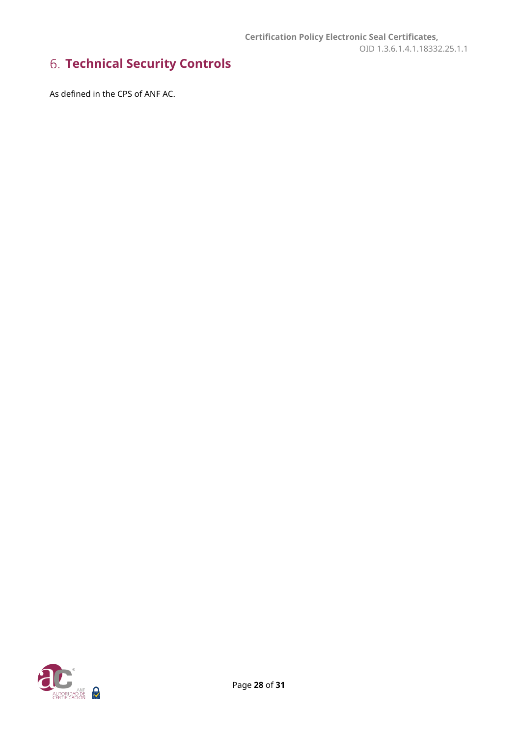# 6. Technical Security Controls

As defined in the CPS of ANF AC.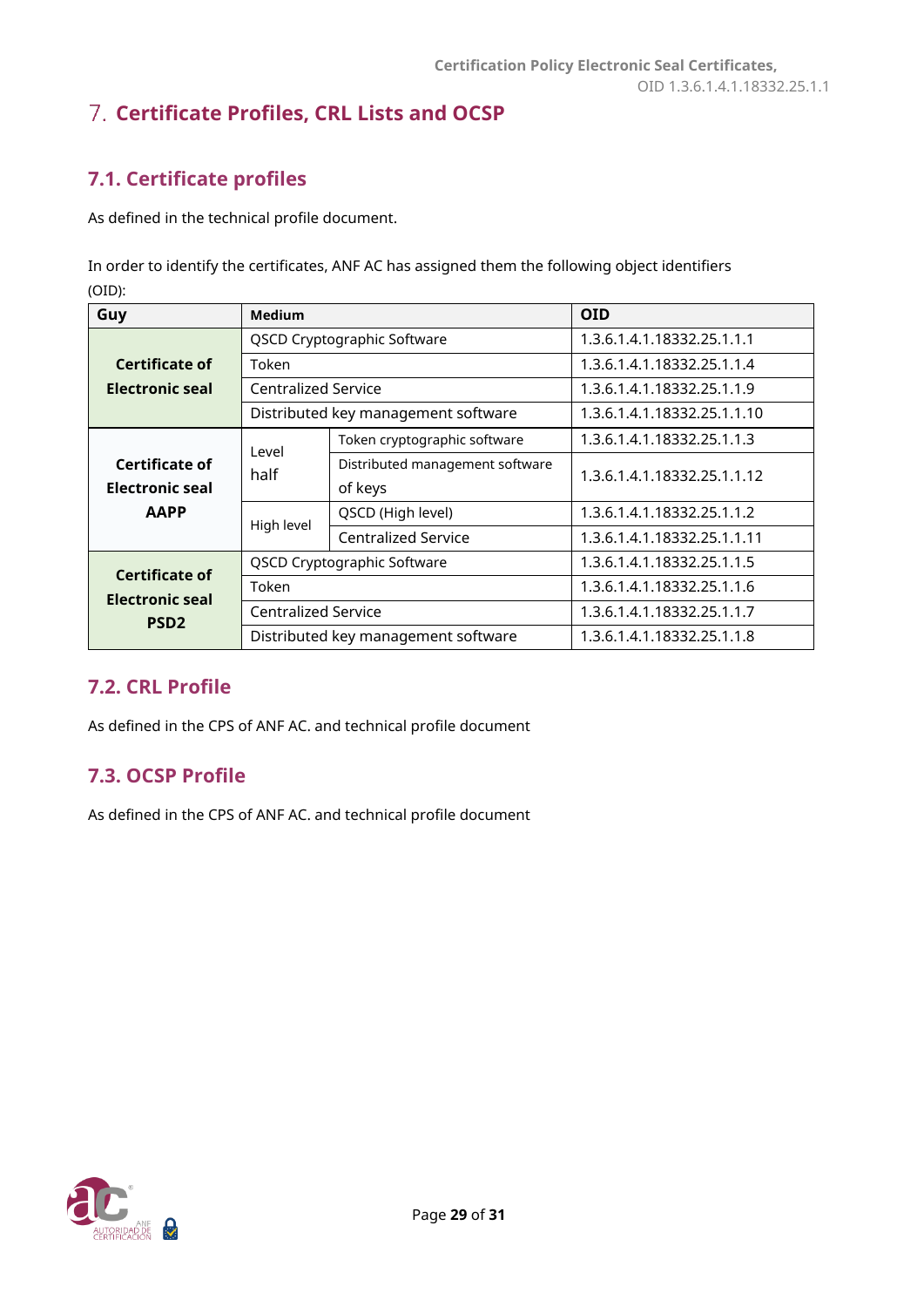# 7. Certificate Profiles, CRL Lists and OCSP

## 7.1. Certificate profiles

As defined in the technical profile document.

In order to identify the certificates, ANF AC has assigned them the following object identifiers (OID):

| Guy | Medium | | OID |
|---|---|---|---|
| **Certificate of Electronic seal** | QSCD Cryptographic Software | | 1.3.6.1.4.1.18332.25.1.1.1 |
| | Token | | 1.3.6.1.4.1.18332.25.1.1.4 |
| | Centralized Service | | 1.3.6.1.4.1.18332.25.1.1.9 |
| | Distributed key management software | | 1.3.6.1.4.1.18332.25.1.1.10 |
| **Certificate of Electronic seal AAPP** | Level half | Token cryptographic software | 1.3.6.1.4.1.18332.25.1.1.3 |
| | | Distributed management software of keys | 1.3.6.1.4.1.18332.25.1.1.12 |
| | High level | QSCD (High level) | 1.3.6.1.4.1.18332.25.1.1.2 |
| | | Centralized Service | 1.3.6.1.4.1.18332.25.1.1.11 |
| **Certificate of Electronic seal PSD2** | QSCD Cryptographic Software | | 1.3.6.1.4.1.18332.25.1.1.5 |
| | Token | | 1.3.6.1.4.1.18332.25.1.1.6 |
| | Centralized Service | | 1.3.6.1.4.1.18332.25.1.1.7 |
| | Distributed key management software | | 1.3.6.1.4.1.18332.25.1.1.8 |

## 7.2. CRL Profile

As defined in the CPS of ANF AC. and technical profile document

## 7.3. OCSP Profile

As defined in the CPS of ANF AC. and technical profile document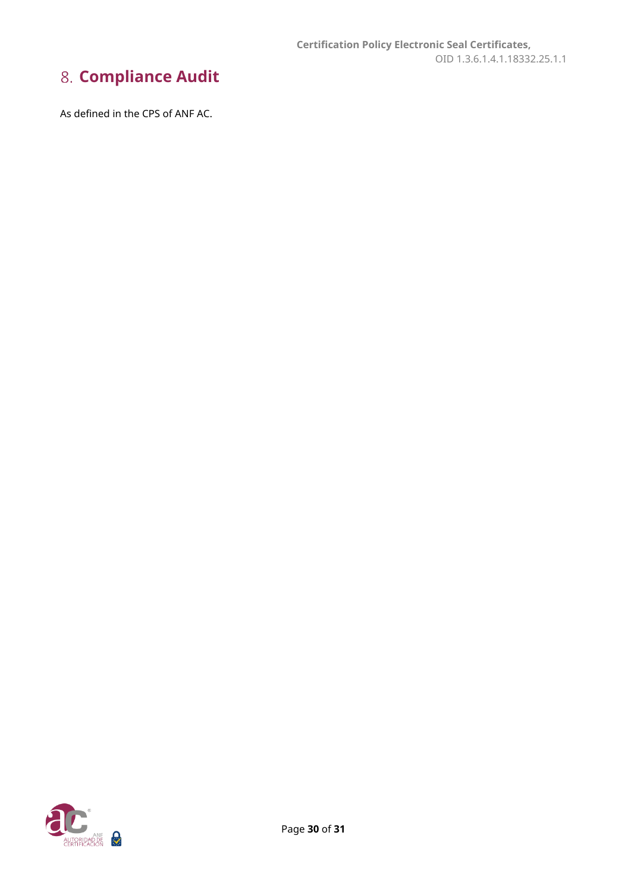# 8. Compliance Audit

As defined in the CPS of ANF AC.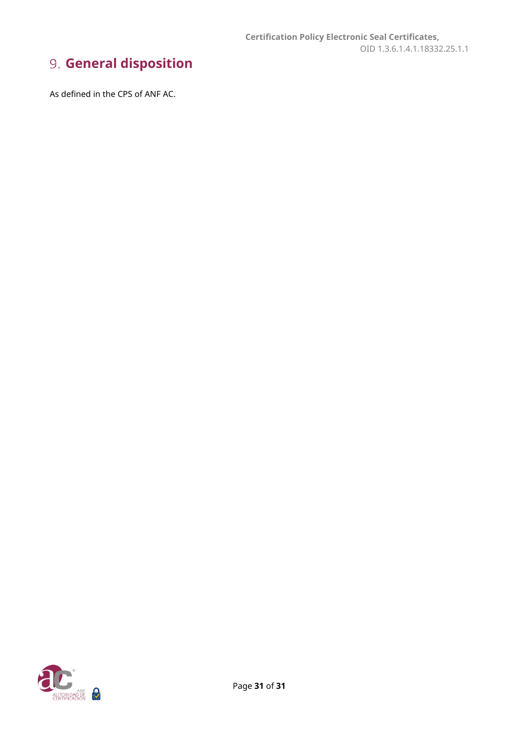# 9. General disposition

As defined in the CPS of ANF AC.